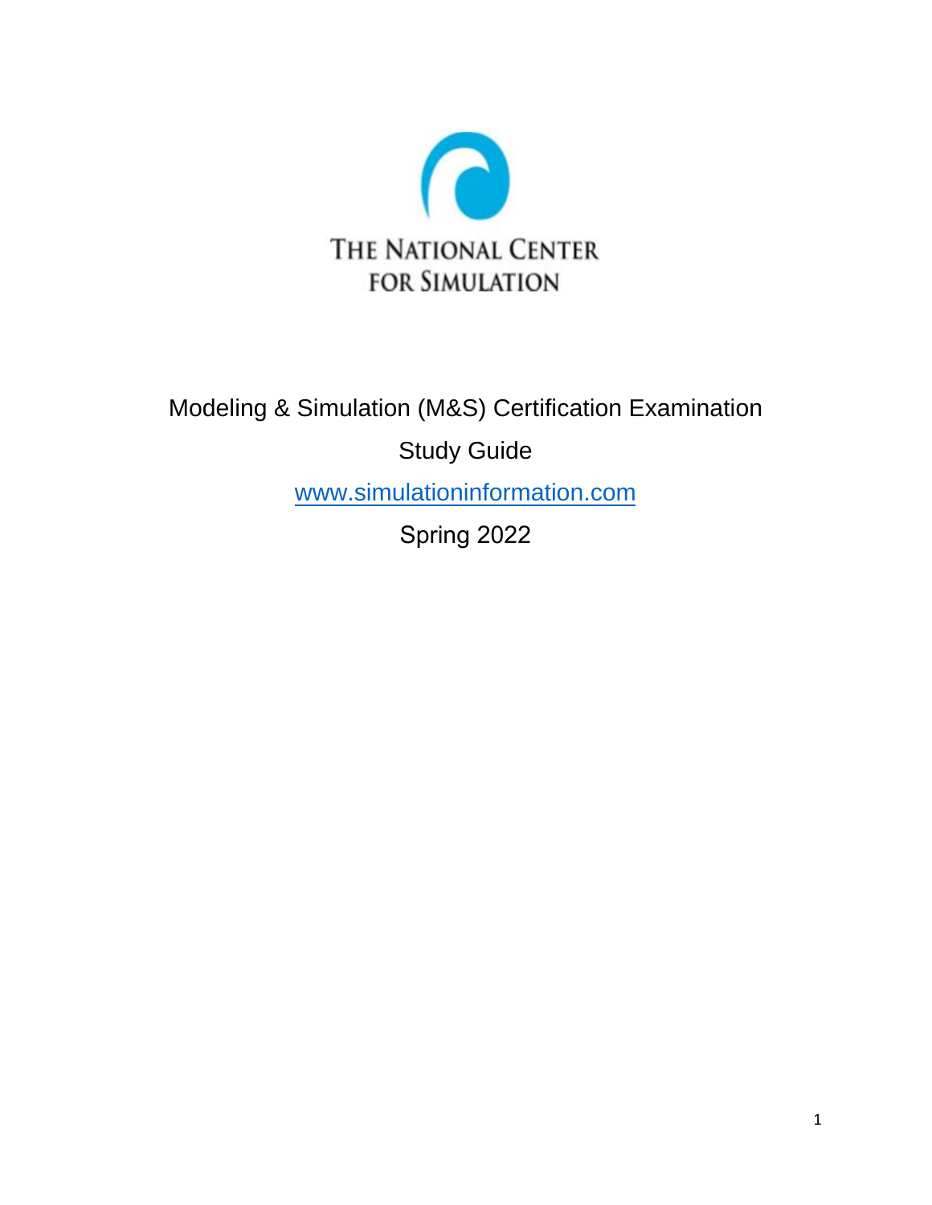THE NATIONAL CENTER
FOR SIMULATION

# Modeling & Simulation (M&S) Certification Examination

## Study Guide

www.simulationinformation.com

Spring 2022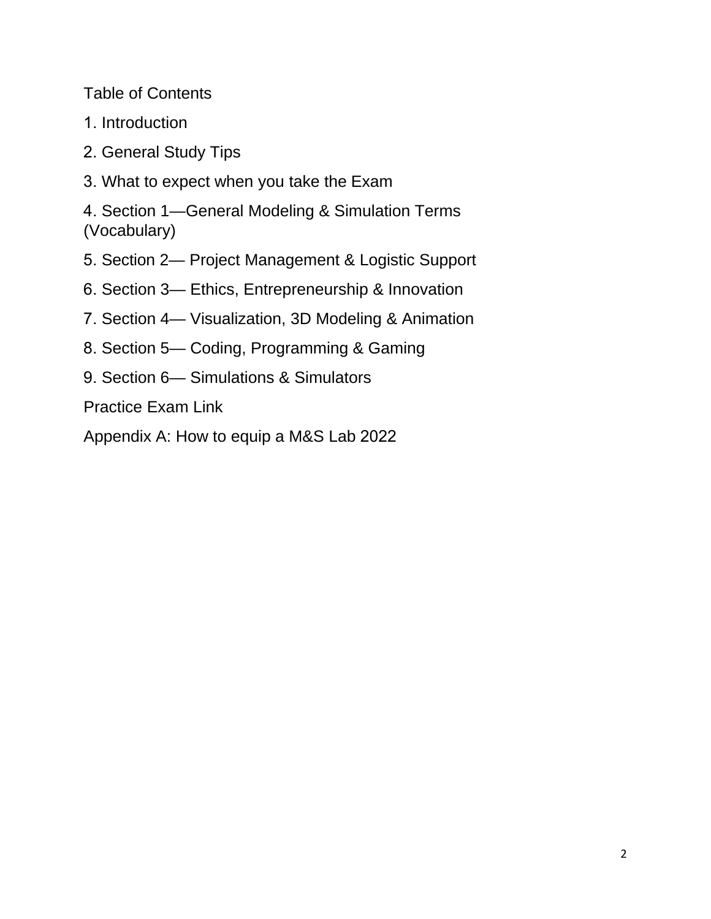# Table of Contents

1. Introduction
2. General Study Tips
3. What to expect when you take the Exam
4. Section 1—General Modeling & Simulation Terms (Vocabulary)
5. Section 2— Project Management & Logistic Support
6. Section 3— Ethics, Entrepreneurship & Innovation
7. Section 4— Visualization, 3D Modeling & Animation
8. Section 5— Coding, Programming & Gaming
9. Section 6— Simulations & Simulators

Practice Exam Link

Appendix A: How to equip a M&S Lab 2022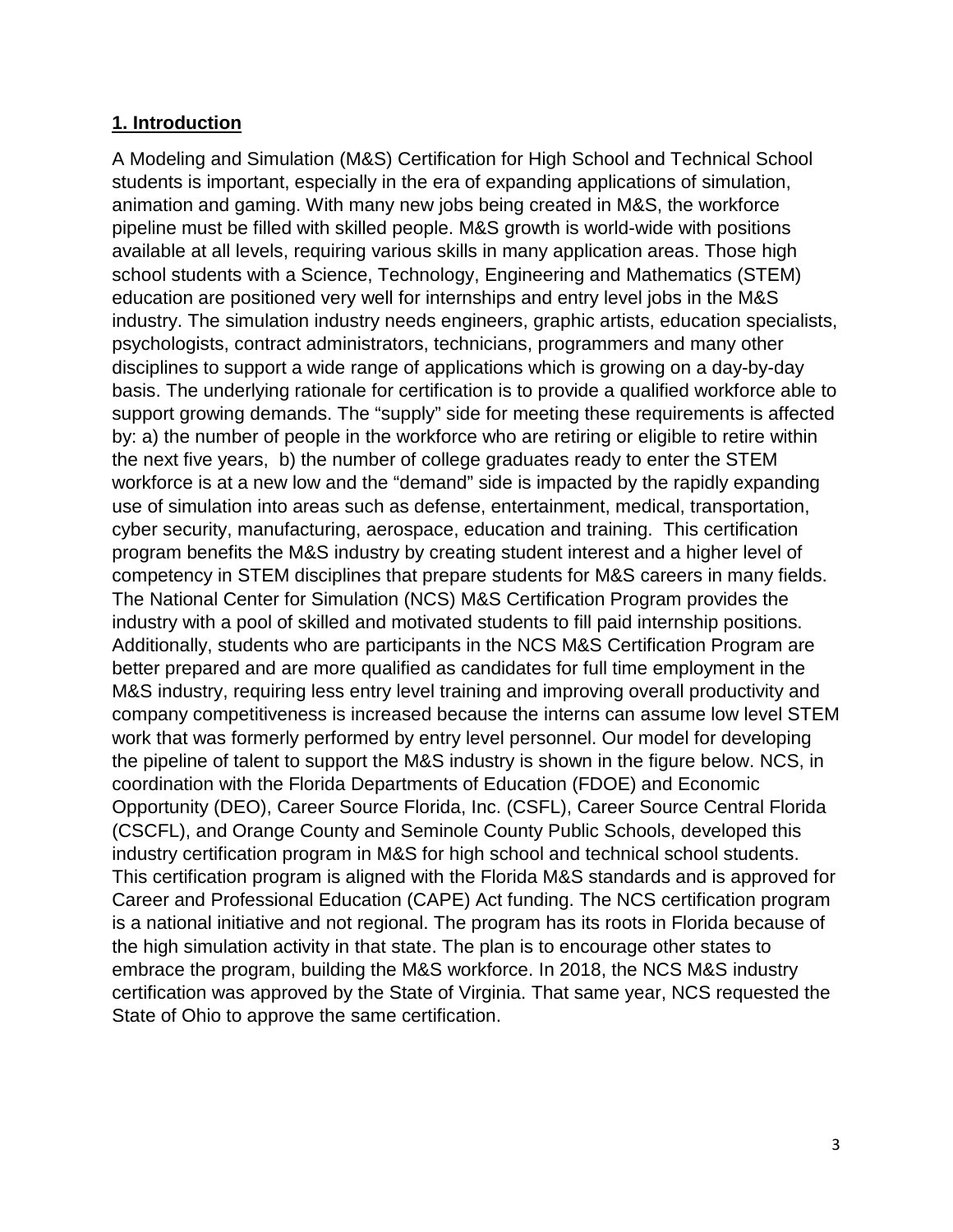## 1. Introduction

A Modeling and Simulation (M&S) Certification for High School and Technical School students is important, especially in the era of expanding applications of simulation, animation and gaming. With many new jobs being created in M&S, the workforce pipeline must be filled with skilled people. M&S growth is world-wide with positions available at all levels, requiring various skills in many application areas. Those high school students with a Science, Technology, Engineering and Mathematics (STEM) education are positioned very well for internships and entry level jobs in the M&S industry. The simulation industry needs engineers, graphic artists, education specialists, psychologists, contract administrators, technicians, programmers and many other disciplines to support a wide range of applications which is growing on a day-by-day basis. The underlying rationale for certification is to provide a qualified workforce able to support growing demands. The "supply" side for meeting these requirements is affected by: a) the number of people in the workforce who are retiring or eligible to retire within the next five years, b) the number of college graduates ready to enter the STEM workforce is at a new low and the "demand" side is impacted by the rapidly expanding use of simulation into areas such as defense, entertainment, medical, transportation, cyber security, manufacturing, aerospace, education and training. This certification program benefits the M&S industry by creating student interest and a higher level of competency in STEM disciplines that prepare students for M&S careers in many fields. The National Center for Simulation (NCS) M&S Certification Program provides the industry with a pool of skilled and motivated students to fill paid internship positions. Additionally, students who are participants in the NCS M&S Certification Program are better prepared and are more qualified as candidates for full time employment in the M&S industry, requiring less entry level training and improving overall productivity and company competitiveness is increased because the interns can assume low level STEM work that was formerly performed by entry level personnel. Our model for developing the pipeline of talent to support the M&S industry is shown in the figure below. NCS, in coordination with the Florida Departments of Education (FDOE) and Economic Opportunity (DEO), Career Source Florida, Inc. (CSFL), Career Source Central Florida (CSCFL), and Orange County and Seminole County Public Schools, developed this industry certification program in M&S for high school and technical school students. This certification program is aligned with the Florida M&S standards and is approved for Career and Professional Education (CAPE) Act funding. The NCS certification program is a national initiative and not regional. The program has its roots in Florida because of the high simulation activity in that state. The plan is to encourage other states to embrace the program, building the M&S workforce. In 2018, the NCS M&S industry certification was approved by the State of Virginia. That same year, NCS requested the State of Ohio to approve the same certification.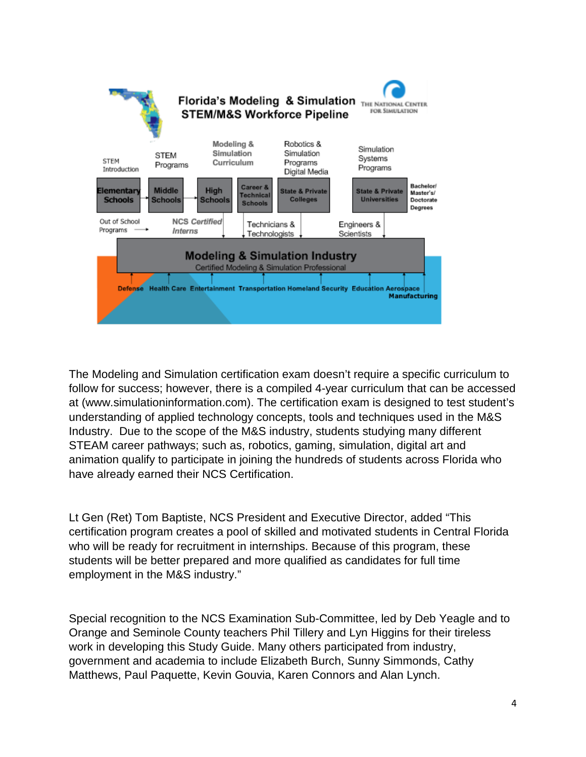**Florida's Modeling & Simulation STEM/M&S Workforce Pipeline**

The Modeling and Simulation certification exam doesn't require a specific curriculum to follow for success; however, there is a compiled 4-year curriculum that can be accessed at (www.simulationinformation.com). The certification exam is designed to test student's understanding of applied technology concepts, tools and techniques used in the M&S Industry. Due to the scope of the M&S industry, students studying many different STEAM career pathways; such as, robotics, gaming, simulation, digital art and animation qualify to participate in joining the hundreds of students across Florida who have already earned their NCS Certification.

Lt Gen (Ret) Tom Baptiste, NCS President and Executive Director, added "This certification program creates a pool of skilled and motivated students in Central Florida who will be ready for recruitment in internships. Because of this program, these students will be better prepared and more qualified as candidates for full time employment in the M&S industry."

Special recognition to the NCS Examination Sub-Committee, led by Deb Yeagle and to Orange and Seminole County teachers Phil Tillery and Lyn Higgins for their tireless work in developing this Study Guide. Many others participated from industry, government and academia to include Elizabeth Burch, Sunny Simmonds, Cathy Matthews, Paul Paquette, Kevin Gouvia, Karen Connors and Alan Lynch.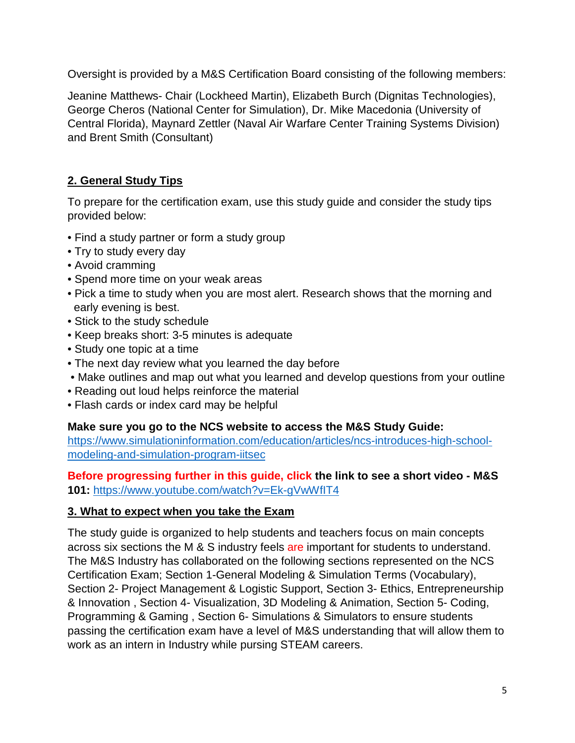Oversight is provided by a M&S Certification Board consisting of the following members:

Jeanine Matthews- Chair (Lockheed Martin), Elizabeth Burch (Dignitas Technologies), George Cheros (National Center for Simulation), Dr. Mike Macedonia (University of Central Florida), Maynard Zettler (Naval Air Warfare Center Training Systems Division) and Brent Smith (Consultant)

## 2. General Study Tips

To prepare for the certification exam, use this study guide and consider the study tips provided below:

- Find a study partner or form a study group
- Try to study every day
- Avoid cramming
- Spend more time on your weak areas
- Pick a time to study when you are most alert. Research shows that the morning and early evening is best.
- Stick to the study schedule
- Keep breaks short: 3-5 minutes is adequate
- Study one topic at a time
- The next day review what you learned the day before
- Make outlines and map out what you learned and develop questions from your outline
- Reading out loud helps reinforce the material
- Flash cards or index card may be helpful

**Make sure you go to the NCS website to access the M&S Study Guide:** https://www.simulationinformation.com/education/articles/ncs-introduces-high-school-modeling-and-simulation-program-iitsec

**Before progressing further in this guide, click the link to see a short video - M&S 101:** https://www.youtube.com/watch?v=Ek-gVwWfIT4

## 3. What to expect when you take the Exam

The study guide is organized to help students and teachers focus on main concepts across six sections the M & S industry feels are important for students to understand. The M&S Industry has collaborated on the following sections represented on the NCS Certification Exam; Section 1-General Modeling & Simulation Terms (Vocabulary), Section 2- Project Management & Logistic Support, Section 3- Ethics, Entrepreneurship & Innovation , Section 4- Visualization, 3D Modeling & Animation, Section 5- Coding, Programming & Gaming , Section 6- Simulations & Simulators to ensure students passing the certification exam have a level of M&S understanding that will allow them to work as an intern in Industry while pursing STEAM careers.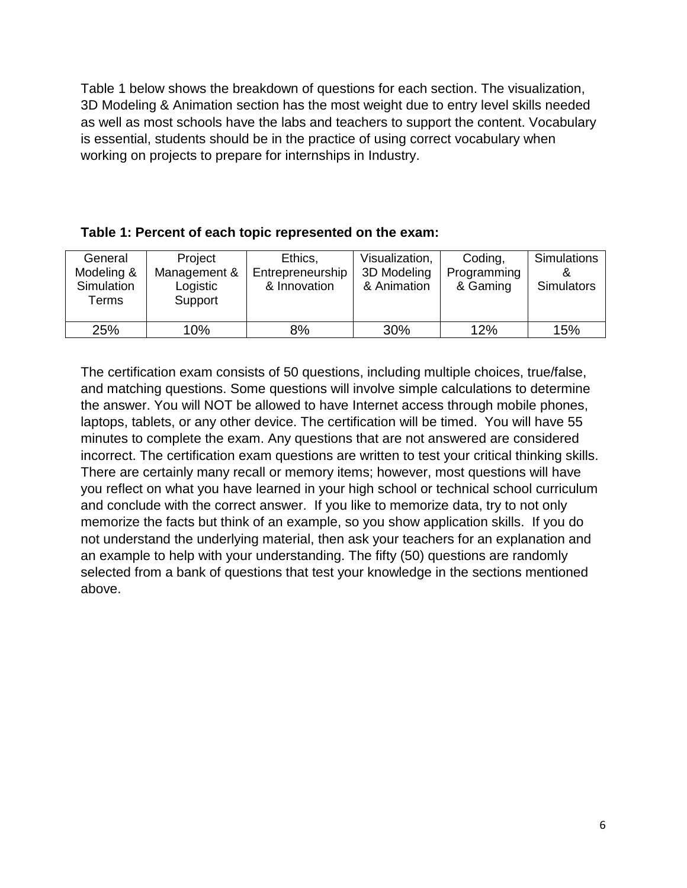Table 1 below shows the breakdown of questions for each section. The visualization, 3D Modeling & Animation section has the most weight due to entry level skills needed as well as most schools have the labs and teachers to support the content. Vocabulary is essential, students should be in the practice of using correct vocabulary when working on projects to prepare for internships in Industry.

**Table 1: Percent of each topic represented on the exam:**

| General Modeling & Simulation Terms | Project Management & Logistic Support | Ethics, Entrepreneurship & Innovation | Visualization, 3D Modeling & Animation | Coding, Programming & Gaming | Simulations & Simulators |
|---|---|---|---|---|---|
| 25% | 10% | 8% | 30% | 12% | 15% |

The certification exam consists of 50 questions, including multiple choices, true/false, and matching questions. Some questions will involve simple calculations to determine the answer. You will NOT be allowed to have Internet access through mobile phones, laptops, tablets, or any other device. The certification will be timed. You will have 55 minutes to complete the exam. Any questions that are not answered are considered incorrect. The certification exam questions are written to test your critical thinking skills. There are certainly many recall or memory items; however, most questions will have you reflect on what you have learned in your high school or technical school curriculum and conclude with the correct answer. If you like to memorize data, try to not only memorize the facts but think of an example, so you show application skills. If you do not understand the underlying material, then ask your teachers for an explanation and an example to help with your understanding. The fifty (50) questions are randomly selected from a bank of questions that test your knowledge in the sections mentioned above.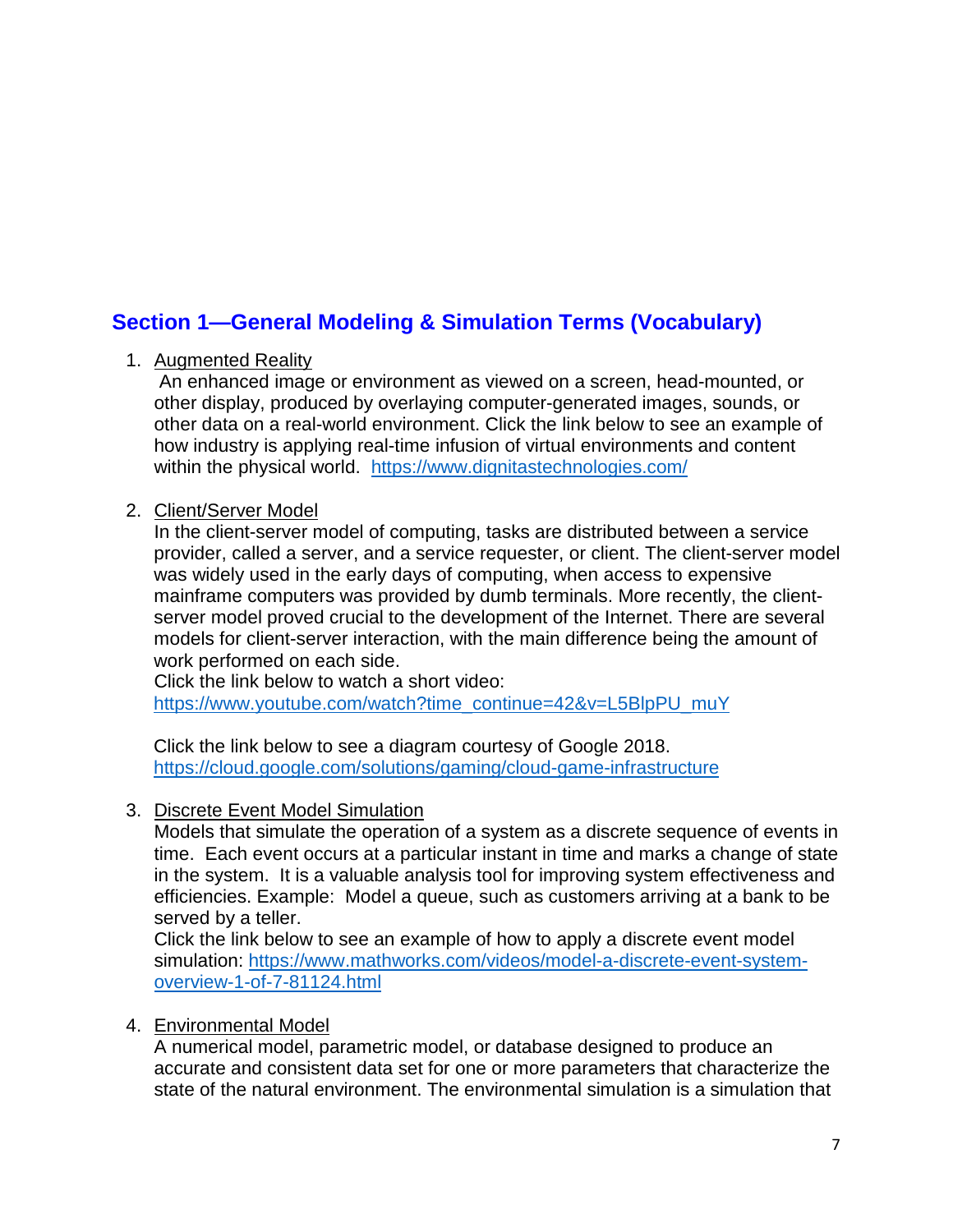## Section 1—General Modeling & Simulation Terms (Vocabulary)

1. Augmented Reality
   An enhanced image or environment as viewed on a screen, head-mounted, or other display, produced by overlaying computer-generated images, sounds, or other data on a real-world environment. Click the link below to see an example of how industry is applying real-time infusion of virtual environments and content within the physical world. https://www.dignitastechnologies.com/

2. Client/Server Model
   In the client-server model of computing, tasks are distributed between a service provider, called a server, and a service requester, or client. The client-server model was widely used in the early days of computing, when access to expensive mainframe computers was provided by dumb terminals. More recently, the client-server model proved crucial to the development of the Internet. There are several models for client-server interaction, with the main difference being the amount of work performed on each side.
   Click the link below to watch a short video:
   https://www.youtube.com/watch?time_continue=42&v=L5BlpPU_muY

   Click the link below to see a diagram courtesy of Google 2018.
   https://cloud.google.com/solutions/gaming/cloud-game-infrastructure

3. Discrete Event Model Simulation
   Models that simulate the operation of a system as a discrete sequence of events in time. Each event occurs at a particular instant in time and marks a change of state in the system. It is a valuable analysis tool for improving system effectiveness and efficiencies. Example: Model a queue, such as customers arriving at a bank to be served by a teller.
   Click the link below to see an example of how to apply a discrete event model simulation: https://www.mathworks.com/videos/model-a-discrete-event-system-overview-1-of-7-81124.html

4. Environmental Model
   A numerical model, parametric model, or database designed to produce an accurate and consistent data set for one or more parameters that characterize the state of the natural environment. The environmental simulation is a simulation that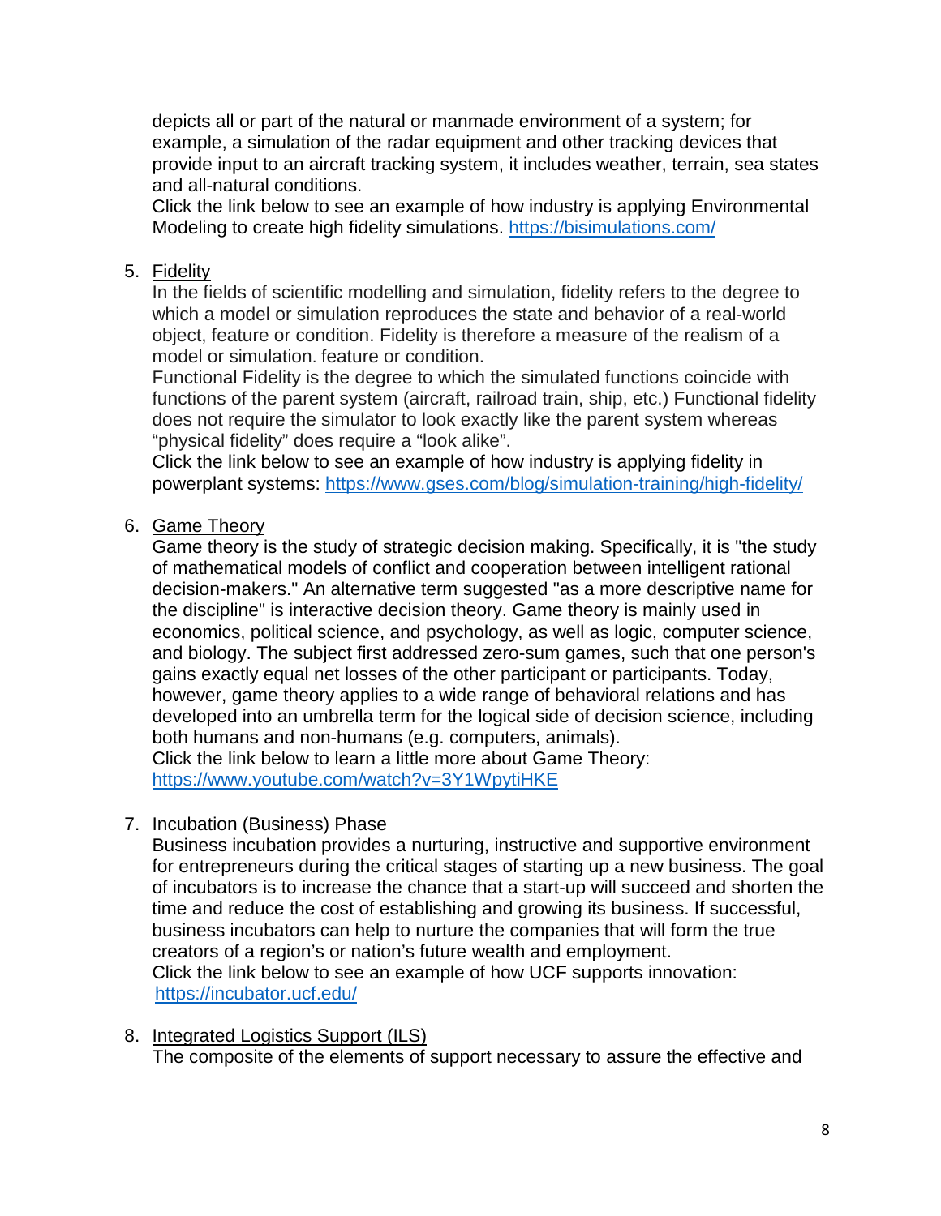depicts all or part of the natural or manmade environment of a system; for example, a simulation of the radar equipment and other tracking devices that provide input to an aircraft tracking system, it includes weather, terrain, sea states and all-natural conditions.
Click the link below to see an example of how industry is applying Environmental Modeling to create high fidelity simulations. https://bisimulations.com/

5. <u>Fidelity</u>
   In the fields of scientific modelling and simulation, fidelity refers to the degree to which a model or simulation reproduces the state and behavior of a real-world object, feature or condition. Fidelity is therefore a measure of the realism of a model or simulation. feature or condition.
   Functional Fidelity is the degree to which the simulated functions coincide with functions of the parent system (aircraft, railroad train, ship, etc.) Functional fidelity does not require the simulator to look exactly like the parent system whereas "physical fidelity" does require a "look alike".
   Click the link below to see an example of how industry is applying fidelity in powerplant systems: https://www.gses.com/blog/simulation-training/high-fidelity/

6. <u>Game Theory</u>
   Game theory is the study of strategic decision making. Specifically, it is "the study of mathematical models of conflict and cooperation between intelligent rational decision-makers." An alternative term suggested "as a more descriptive name for the discipline" is interactive decision theory. Game theory is mainly used in economics, political science, and psychology, as well as logic, computer science, and biology. The subject first addressed zero-sum games, such that one person's gains exactly equal net losses of the other participant or participants. Today, however, game theory applies to a wide range of behavioral relations and has developed into an umbrella term for the logical side of decision science, including both humans and non-humans (e.g. computers, animals).
   Click the link below to learn a little more about Game Theory: https://www.youtube.com/watch?v=3Y1WpytiHKE

7. <u>Incubation (Business) Phase</u>
   Business incubation provides a nurturing, instructive and supportive environment for entrepreneurs during the critical stages of starting up a new business. The goal of incubators is to increase the chance that a start-up will succeed and shorten the time and reduce the cost of establishing and growing its business. If successful, business incubators can help to nurture the companies that will form the true creators of a region's or nation's future wealth and employment.
   Click the link below to see an example of how UCF supports innovation: https://incubator.ucf.edu/

8. <u>Integrated Logistics Support (ILS)</u>
   The composite of the elements of support necessary to assure the effective and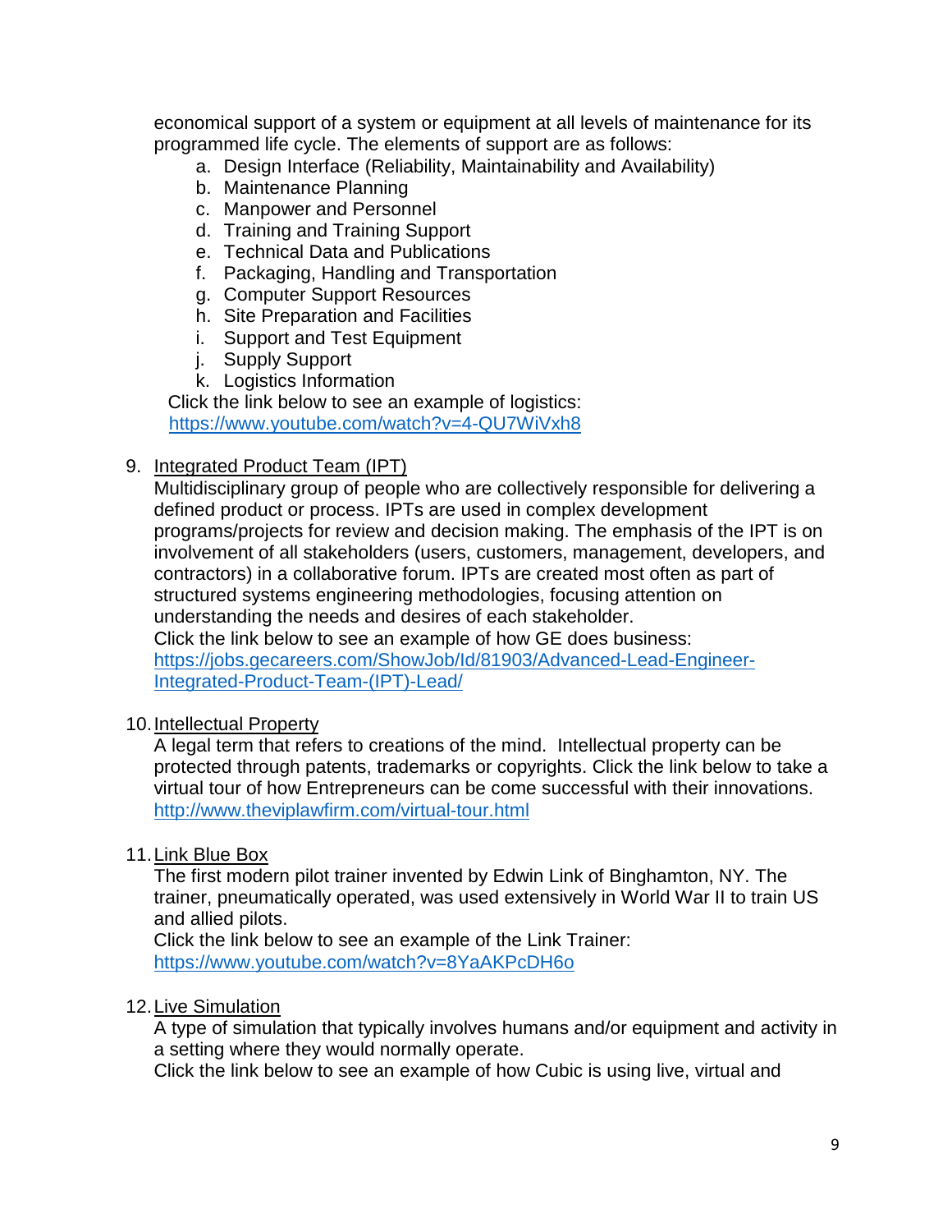economical support of a system or equipment at all levels of maintenance for its programmed life cycle. The elements of support are as follows:

a. Design Interface (Reliability, Maintainability and Availability)
b. Maintenance Planning
c. Manpower and Personnel
d. Training and Training Support
e. Technical Data and Publications
f. Packaging, Handling and Transportation
g. Computer Support Resources
h. Site Preparation and Facilities
i. Support and Test Equipment
j. Supply Support
k. Logistics Information

Click the link below to see an example of logistics:
https://www.youtube.com/watch?v=4-QU7WiVxh8

9. <u>Integrated Product Team (IPT)</u>
   Multidisciplinary group of people who are collectively responsible for delivering a defined product or process. IPTs are used in complex development programs/projects for review and decision making. The emphasis of the IPT is on involvement of all stakeholders (users, customers, management, developers, and contractors) in a collaborative forum. IPTs are created most often as part of structured systems engineering methodologies, focusing attention on understanding the needs and desires of each stakeholder.
   Click the link below to see an example of how GE does business:
   https://jobs.gecareers.com/ShowJob/Id/81903/Advanced-Lead-Engineer-Integrated-Product-Team-(IPT)-Lead/

10. <u>Intellectual Property</u>
    A legal term that refers to creations of the mind. Intellectual property can be protected through patents, trademarks or copyrights. Click the link below to take a virtual tour of how Entrepreneurs can be come successful with their innovations.
    http://www.theviplawfirm.com/virtual-tour.html

11. <u>Link Blue Box</u>
    The first modern pilot trainer invented by Edwin Link of Binghamton, NY. The trainer, pneumatically operated, was used extensively in World War II to train US and allied pilots.
    Click the link below to see an example of the Link Trainer:
    https://www.youtube.com/watch?v=8YaAKPcDH6o

12. <u>Live Simulation</u>
    A type of simulation that typically involves humans and/or equipment and activity in a setting where they would normally operate.
    Click the link below to see an example of how Cubic is using live, virtual and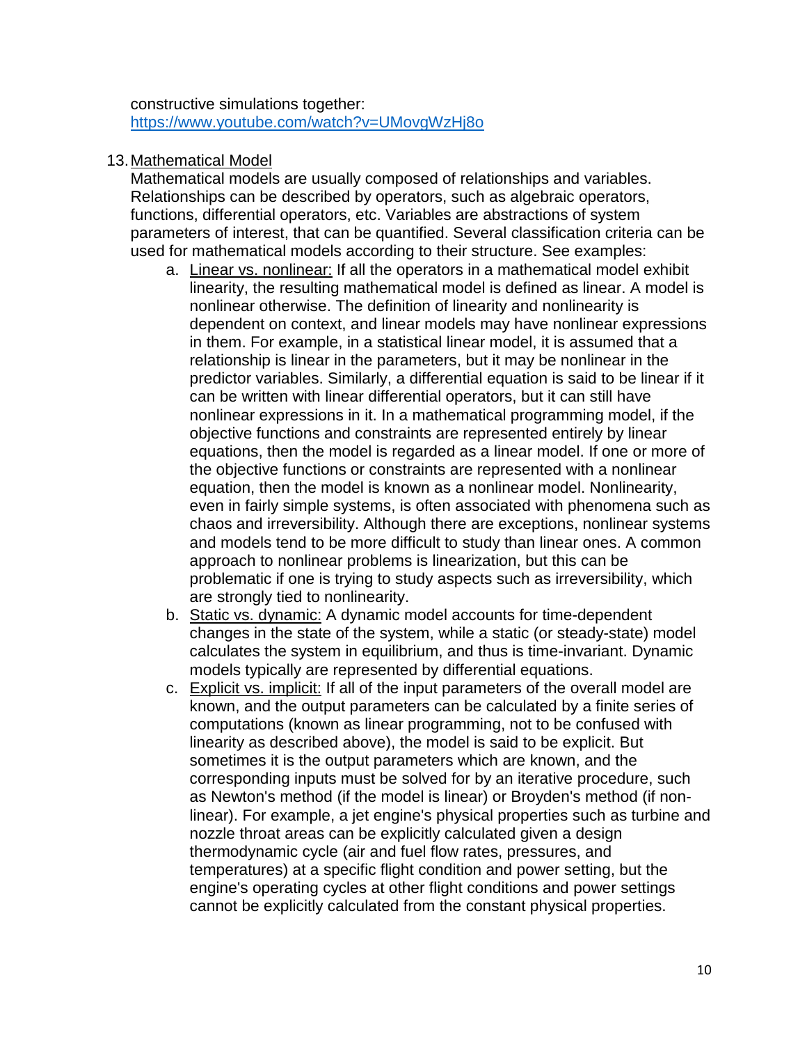constructive simulations together: https://www.youtube.com/watch?v=UMovgWzHj8o

13. Mathematical Model

Mathematical models are usually composed of relationships and variables. Relationships can be described by operators, such as algebraic operators, functions, differential operators, etc. Variables are abstractions of system parameters of interest, that can be quantified. Several classification criteria can be used for mathematical models according to their structure. See examples:

a. Linear vs. nonlinear: If all the operators in a mathematical model exhibit linearity, the resulting mathematical model is defined as linear. A model is nonlinear otherwise. The definition of linearity and nonlinearity is dependent on context, and linear models may have nonlinear expressions in them. For example, in a statistical linear model, it is assumed that a relationship is linear in the parameters, but it may be nonlinear in the predictor variables. Similarly, a differential equation is said to be linear if it can be written with linear differential operators, but it can still have nonlinear expressions in it. In a mathematical programming model, if the objective functions and constraints are represented entirely by linear equations, then the model is regarded as a linear model. If one or more of the objective functions or constraints are represented with a nonlinear equation, then the model is known as a nonlinear model. Nonlinearity, even in fairly simple systems, is often associated with phenomena such as chaos and irreversibility. Although there are exceptions, nonlinear systems and models tend to be more difficult to study than linear ones. A common approach to nonlinear problems is linearization, but this can be problematic if one is trying to study aspects such as irreversibility, which are strongly tied to nonlinearity.

b. Static vs. dynamic: A dynamic model accounts for time-dependent changes in the state of the system, while a static (or steady-state) model calculates the system in equilibrium, and thus is time-invariant. Dynamic models typically are represented by differential equations.

c. Explicit vs. implicit: If all of the input parameters of the overall model are known, and the output parameters can be calculated by a finite series of computations (known as linear programming, not to be confused with linearity as described above), the model is said to be explicit. But sometimes it is the output parameters which are known, and the corresponding inputs must be solved for by an iterative procedure, such as Newton's method (if the model is linear) or Broyden's method (if non-linear). For example, a jet engine's physical properties such as turbine and nozzle throat areas can be explicitly calculated given a design thermodynamic cycle (air and fuel flow rates, pressures, and temperatures) at a specific flight condition and power setting, but the engine's operating cycles at other flight conditions and power settings cannot be explicitly calculated from the constant physical properties.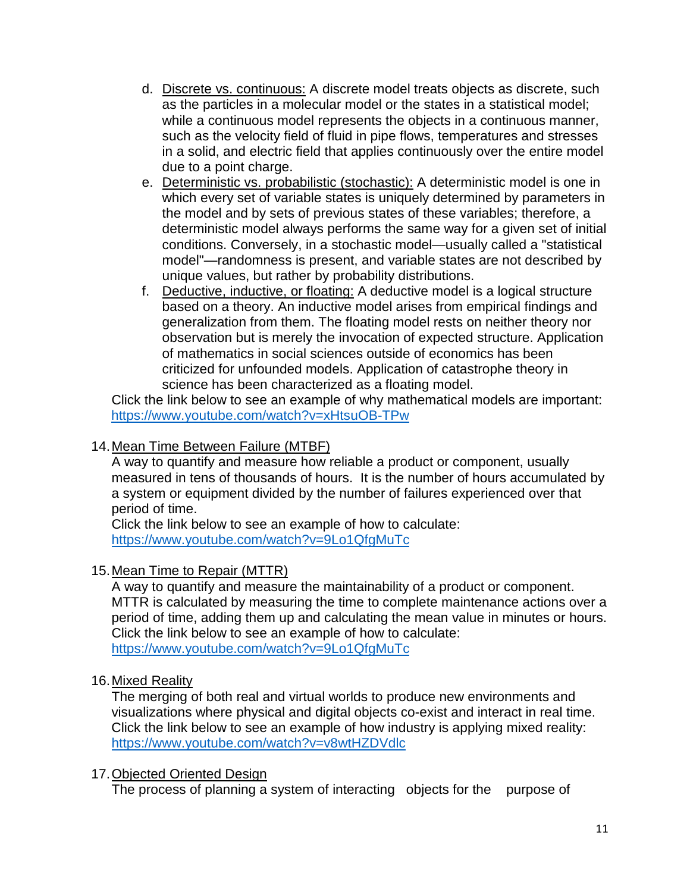d. Discrete vs. continuous: A discrete model treats objects as discrete, such as the particles in a molecular model or the states in a statistical model; while a continuous model represents the objects in a continuous manner, such as the velocity field of fluid in pipe flows, temperatures and stresses in a solid, and electric field that applies continuously over the entire model due to a point charge.

e. Deterministic vs. probabilistic (stochastic): A deterministic model is one in which every set of variable states is uniquely determined by parameters in the model and by sets of previous states of these variables; therefore, a deterministic model always performs the same way for a given set of initial conditions. Conversely, in a stochastic model—usually called a "statistical model"—randomness is present, and variable states are not described by unique values, but rather by probability distributions.

f. Deductive, inductive, or floating: A deductive model is a logical structure based on a theory. An inductive model arises from empirical findings and generalization from them. The floating model rests on neither theory nor observation but is merely the invocation of expected structure. Application of mathematics in social sciences outside of economics has been criticized for unfounded models. Application of catastrophe theory in science has been characterized as a floating model.

Click the link below to see an example of why mathematical models are important:
https://www.youtube.com/watch?v=xHtsuOB-TPw

14. Mean Time Between Failure (MTBF)

A way to quantify and measure how reliable a product or component, usually measured in tens of thousands of hours. It is the number of hours accumulated by a system or equipment divided by the number of failures experienced over that period of time.
Click the link below to see an example of how to calculate:
https://www.youtube.com/watch?v=9Lo1QfgMuTc

15. Mean Time to Repair (MTTR)

A way to quantify and measure the maintainability of a product or component. MTTR is calculated by measuring the time to complete maintenance actions over a period of time, adding them up and calculating the mean value in minutes or hours.
Click the link below to see an example of how to calculate:
https://www.youtube.com/watch?v=9Lo1QfgMuTc

16. Mixed Reality

The merging of both real and virtual worlds to produce new environments and visualizations where physical and digital objects co-exist and interact in real time.
Click the link below to see an example of how industry is applying mixed reality:
https://www.youtube.com/watch?v=v8wtHZDVdlc

17. Objected Oriented Design

The process of planning a system of interacting objects for the purpose of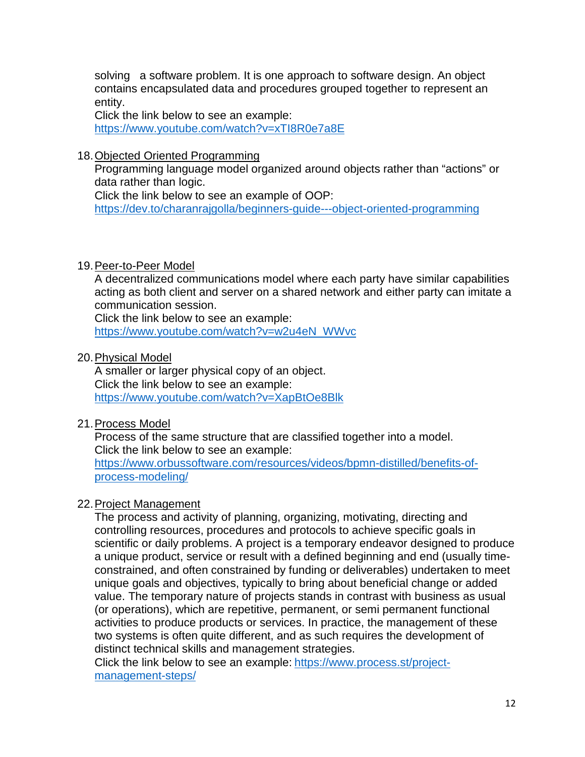solving a software problem. It is one approach to software design. An object contains encapsulated data and procedures grouped together to represent an entity.
Click the link below to see an example:
https://www.youtube.com/watch?v=xTI8R0e7a8E

18. Objected Oriented Programming
Programming language model organized around objects rather than "actions" or data rather than logic.
Click the link below to see an example of OOP:
https://dev.to/charanrajgolla/beginners-guide---object-oriented-programming

19. Peer-to-Peer Model
A decentralized communications model where each party have similar capabilities acting as both client and server on a shared network and either party can imitate a communication session.
Click the link below to see an example:
https://www.youtube.com/watch?v=w2u4eN_WWvc

20. Physical Model
A smaller or larger physical copy of an object.
Click the link below to see an example:
https://www.youtube.com/watch?v=XapBtOe8Blk

21. Process Model
Process of the same structure that are classified together into a model.
Click the link below to see an example:
https://www.orbussoftware.com/resources/videos/bpmn-distilled/benefits-of-process-modeling/

22. Project Management
The process and activity of planning, organizing, motivating, directing and controlling resources, procedures and protocols to achieve specific goals in scientific or daily problems. A project is a temporary endeavor designed to produce a unique product, service or result with a defined beginning and end (usually time-constrained, and often constrained by funding or deliverables) undertaken to meet unique goals and objectives, typically to bring about beneficial change or added value. The temporary nature of projects stands in contrast with business as usual (or operations), which are repetitive, permanent, or semi permanent functional activities to produce products or services. In practice, the management of these two systems is often quite different, and as such requires the development of distinct technical skills and management strategies.
Click the link below to see an example: https://www.process.st/project-management-steps/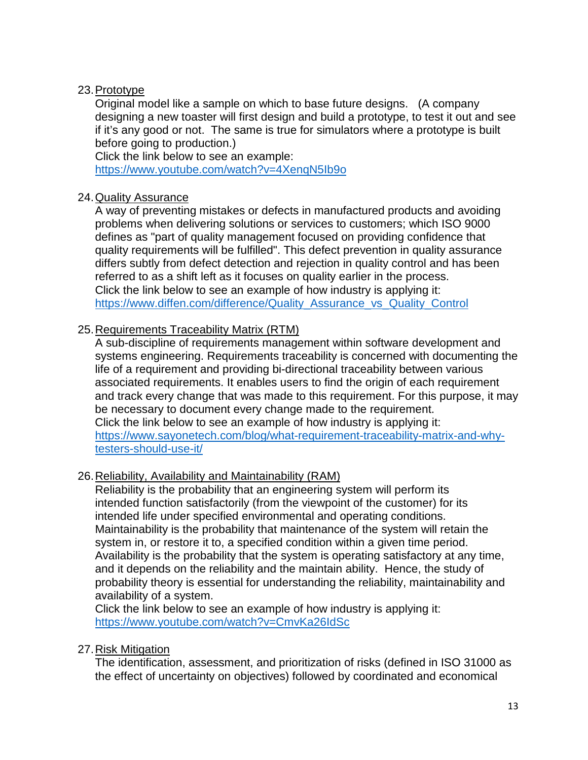23. Prototype

    Original model like a sample on which to base future designs. (A company designing a new toaster will first design and build a prototype, to test it out and see if it's any good or not. The same is true for simulators where a prototype is built before going to production.)

    Click the link below to see an example:
    https://www.youtube.com/watch?v=4XenqN5Ib9o

24. Quality Assurance

    A way of preventing mistakes or defects in manufactured products and avoiding problems when delivering solutions or services to customers; which ISO 9000 defines as "part of quality management focused on providing confidence that quality requirements will be fulfilled". This defect prevention in quality assurance differs subtly from defect detection and rejection in quality control and has been referred to as a shift left as it focuses on quality earlier in the process.

    Click the link below to see an example of how industry is applying it:
    https://www.diffen.com/difference/Quality_Assurance_vs_Quality_Control

25. Requirements Traceability Matrix (RTM)

    A sub-discipline of requirements management within software development and systems engineering. Requirements traceability is concerned with documenting the life of a requirement and providing bi-directional traceability between various associated requirements. It enables users to find the origin of each requirement and track every change that was made to this requirement. For this purpose, it may be necessary to document every change made to the requirement.

    Click the link below to see an example of how industry is applying it:
    https://www.sayonetech.com/blog/what-requirement-traceability-matrix-and-why-testers-should-use-it/

26. Reliability, Availability and Maintainability (RAM)

    Reliability is the probability that an engineering system will perform its intended function satisfactorily (from the viewpoint of the customer) for its intended life under specified environmental and operating conditions. Maintainability is the probability that maintenance of the system will retain the system in, or restore it to, a specified condition within a given time period. Availability is the probability that the system is operating satisfactory at any time, and it depends on the reliability and the maintain ability. Hence, the study of probability theory is essential for understanding the reliability, maintainability and availability of a system.

    Click the link below to see an example of how industry is applying it:
    https://www.youtube.com/watch?v=CmvKa26IdSc

27. Risk Mitigation

    The identification, assessment, and prioritization of risks (defined in ISO 31000 as the effect of uncertainty on objectives) followed by coordinated and economical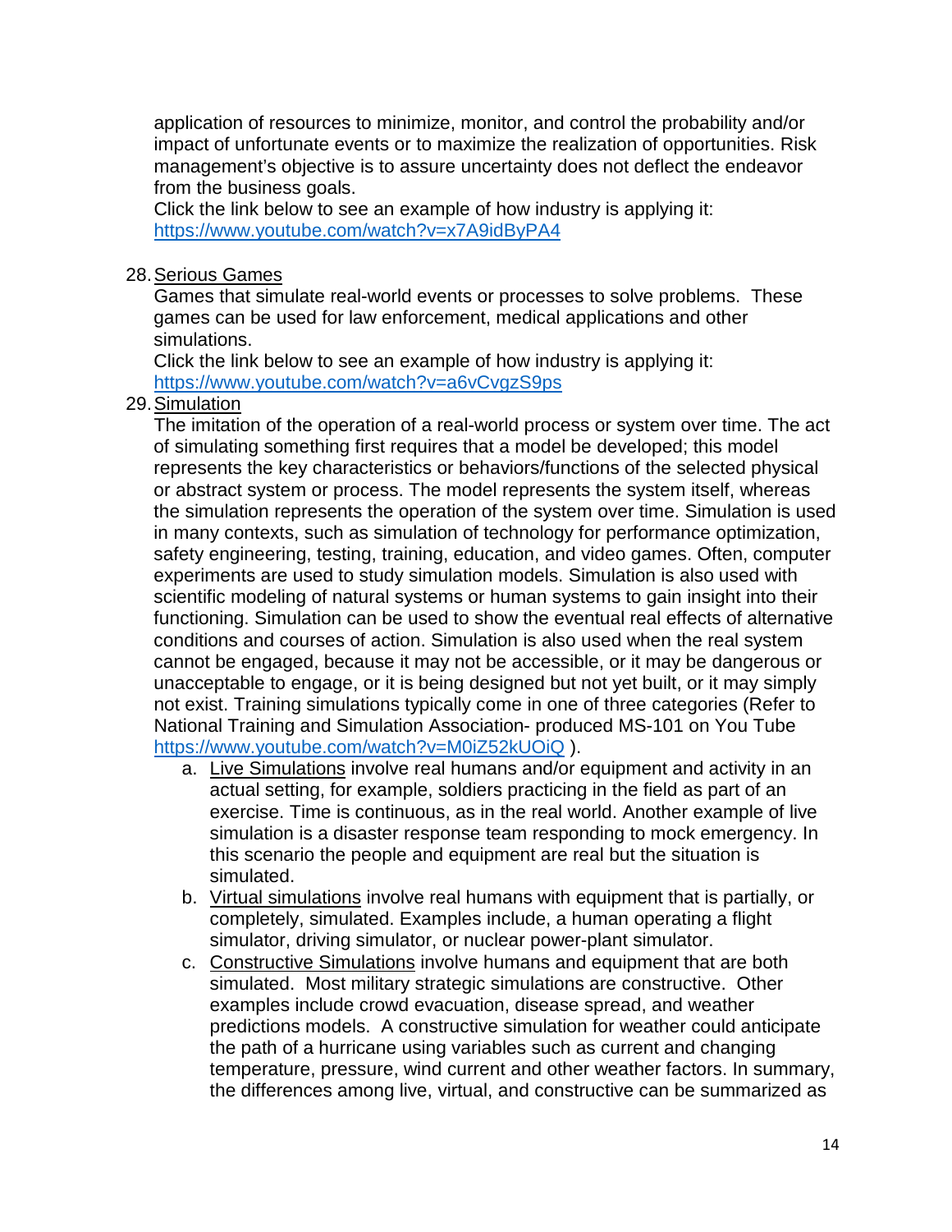application of resources to minimize, monitor, and control the probability and/or impact of unfortunate events or to maximize the realization of opportunities. Risk management's objective is to assure uncertainty does not deflect the endeavor from the business goals.
Click the link below to see an example of how industry is applying it:
https://www.youtube.com/watch?v=x7A9idByPA4

28. Serious Games
Games that simulate real-world events or processes to solve problems. These games can be used for law enforcement, medical applications and other simulations.
Click the link below to see an example of how industry is applying it:
https://www.youtube.com/watch?v=a6vCvgzS9ps

29. Simulation
The imitation of the operation of a real-world process or system over time. The act of simulating something first requires that a model be developed; this model represents the key characteristics or behaviors/functions of the selected physical or abstract system or process. The model represents the system itself, whereas the simulation represents the operation of the system over time. Simulation is used in many contexts, such as simulation of technology for performance optimization, safety engineering, testing, training, education, and video games. Often, computer experiments are used to study simulation models. Simulation is also used with scientific modeling of natural systems or human systems to gain insight into their functioning. Simulation can be used to show the eventual real effects of alternative conditions and courses of action. Simulation is also used when the real system cannot be engaged, because it may not be accessible, or it may be dangerous or unacceptable to engage, or it is being designed but not yet built, or it may simply not exist. Training simulations typically come in one of three categories (Refer to National Training and Simulation Association- produced MS-101 on You Tube https://www.youtube.com/watch?v=M0iZ52kUOiQ ).

    a. Live Simulations involve real humans and/or equipment and activity in an actual setting, for example, soldiers practicing in the field as part of an exercise. Time is continuous, as in the real world. Another example of live simulation is a disaster response team responding to mock emergency. In this scenario the people and equipment are real but the situation is simulated.
    b. Virtual simulations involve real humans with equipment that is partially, or completely, simulated. Examples include, a human operating a flight simulator, driving simulator, or nuclear power-plant simulator.
    c. Constructive Simulations involve humans and equipment that are both simulated. Most military strategic simulations are constructive. Other examples include crowd evacuation, disease spread, and weather predictions models. A constructive simulation for weather could anticipate the path of a hurricane using variables such as current and changing temperature, pressure, wind current and other weather factors. In summary, the differences among live, virtual, and constructive can be summarized as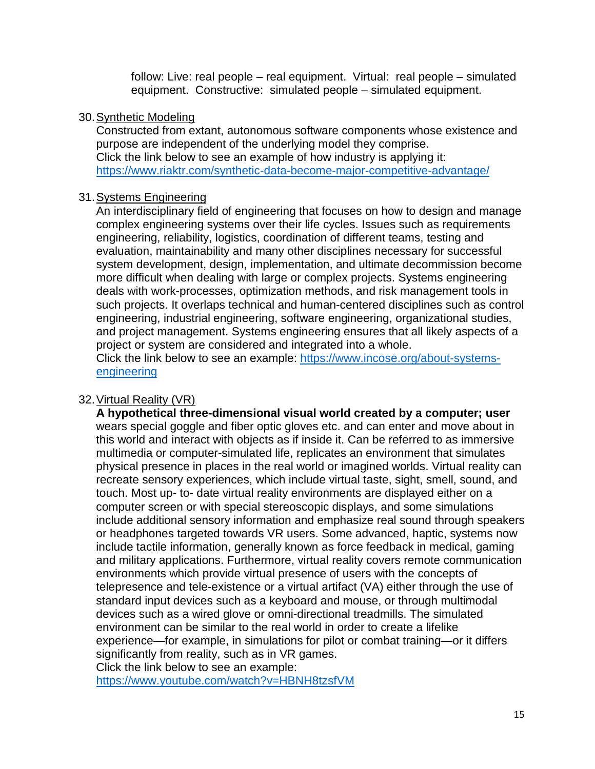follow: Live: real people – real equipment. Virtual: real people – simulated equipment. Constructive: simulated people – simulated equipment.

30. Synthetic Modeling
Constructed from extant, autonomous software components whose existence and purpose are independent of the underlying model they comprise.
Click the link below to see an example of how industry is applying it:
https://www.riaktr.com/synthetic-data-become-major-competitive-advantage/

31. Systems Engineering
An interdisciplinary field of engineering that focuses on how to design and manage complex engineering systems over their life cycles. Issues such as requirements engineering, reliability, logistics, coordination of different teams, testing and evaluation, maintainability and many other disciplines necessary for successful system development, design, implementation, and ultimate decommission become more difficult when dealing with large or complex projects. Systems engineering deals with work-processes, optimization methods, and risk management tools in such projects. It overlaps technical and human-centered disciplines such as control engineering, industrial engineering, software engineering, organizational studies, and project management. Systems engineering ensures that all likely aspects of a project or system are considered and integrated into a whole.
Click the link below to see an example: https://www.incose.org/about-systems-engineering

32. Virtual Reality (VR)
**A hypothetical three-dimensional visual world created by a computer; user** wears special goggle and fiber optic gloves etc. and can enter and move about in this world and interact with objects as if inside it. Can be referred to as immersive multimedia or computer-simulated life, replicates an environment that simulates physical presence in places in the real world or imagined worlds. Virtual reality can recreate sensory experiences, which include virtual taste, sight, smell, sound, and touch. Most up- to- date virtual reality environments are displayed either on a computer screen or with special stereoscopic displays, and some simulations include additional sensory information and emphasize real sound through speakers or headphones targeted towards VR users. Some advanced, haptic, systems now include tactile information, generally known as force feedback in medical, gaming and military applications. Furthermore, virtual reality covers remote communication environments which provide virtual presence of users with the concepts of telepresence and tele-existence or a virtual artifact (VA) either through the use of standard input devices such as a keyboard and mouse, or through multimodal devices such as a wired glove or omni-directional treadmills. The simulated environment can be similar to the real world in order to create a lifelike experience—for example, in simulations for pilot or combat training—or it differs significantly from reality, such as in VR games.
Click the link below to see an example:
https://www.youtube.com/watch?v=HBNH8tzsfVM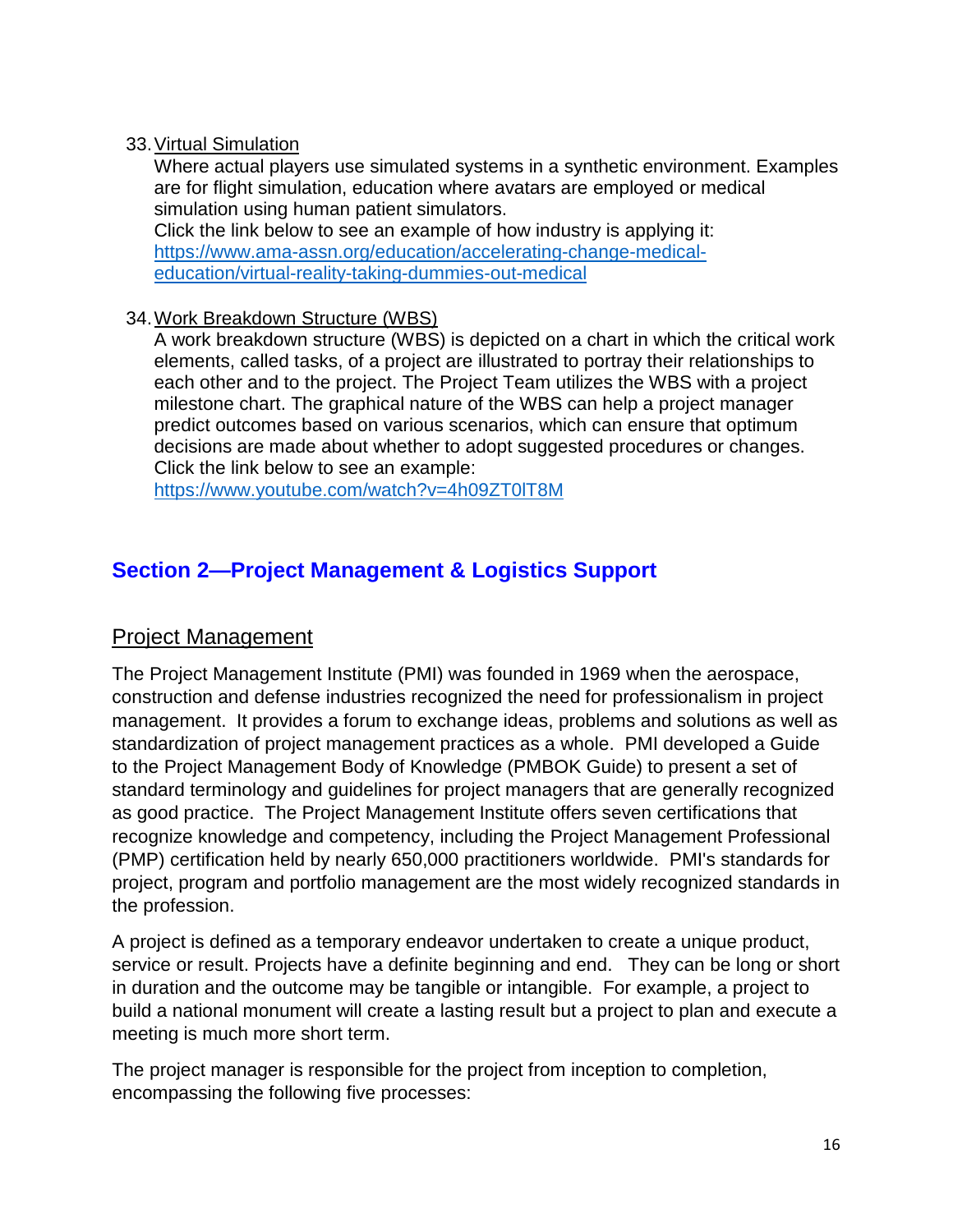33. Virtual Simulation

    Where actual players use simulated systems in a synthetic environment. Examples are for flight simulation, education where avatars are employed or medical simulation using human patient simulators.
    Click the link below to see an example of how industry is applying it:
    https://www.ama-assn.org/education/accelerating-change-medical-education/virtual-reality-taking-dummies-out-medical

34. Work Breakdown Structure (WBS)

    A work breakdown structure (WBS) is depicted on a chart in which the critical work elements, called tasks, of a project are illustrated to portray their relationships to each other and to the project. The Project Team utilizes the WBS with a project milestone chart. The graphical nature of the WBS can help a project manager predict outcomes based on various scenarios, which can ensure that optimum decisions are made about whether to adopt suggested procedures or changes.
    Click the link below to see an example:
    https://www.youtube.com/watch?v=4h09ZT0lT8M

## Section 2—Project Management & Logistics Support

### Project Management

The Project Management Institute (PMI) was founded in 1969 when the aerospace, construction and defense industries recognized the need for professionalism in project management. It provides a forum to exchange ideas, problems and solutions as well as standardization of project management practices as a whole. PMI developed a Guide to the Project Management Body of Knowledge (PMBOK Guide) to present a set of standard terminology and guidelines for project managers that are generally recognized as good practice. The Project Management Institute offers seven certifications that recognize knowledge and competency, including the Project Management Professional (PMP) certification held by nearly 650,000 practitioners worldwide. PMI's standards for project, program and portfolio management are the most widely recognized standards in the profession.

A project is defined as a temporary endeavor undertaken to create a unique product, service or result. Projects have a definite beginning and end. They can be long or short in duration and the outcome may be tangible or intangible. For example, a project to build a national monument will create a lasting result but a project to plan and execute a meeting is much more short term.

The project manager is responsible for the project from inception to completion, encompassing the following five processes: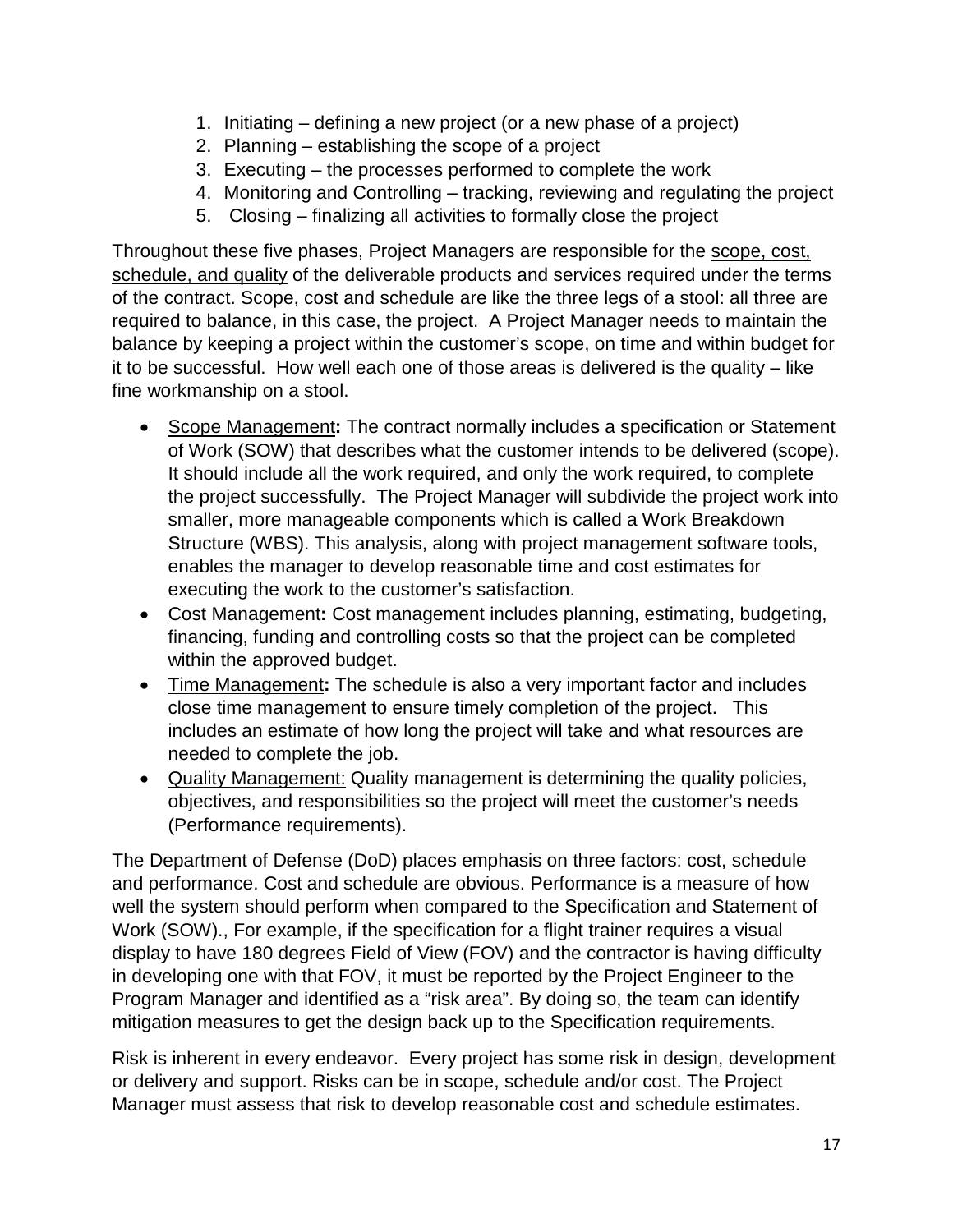1. Initiating – defining a new project (or a new phase of a project)
2. Planning – establishing the scope of a project
3. Executing – the processes performed to complete the work
4. Monitoring and Controlling – tracking, reviewing and regulating the project
5. Closing – finalizing all activities to formally close the project

Throughout these five phases, Project Managers are responsible for the scope, cost, schedule, and quality of the deliverable products and services required under the terms of the contract. Scope, cost and schedule are like the three legs of a stool: all three are required to balance, in this case, the project. A Project Manager needs to maintain the balance by keeping a project within the customer's scope, on time and within budget for it to be successful. How well each one of those areas is delivered is the quality – like fine workmanship on a stool.

- Scope Management**:** The contract normally includes a specification or Statement of Work (SOW) that describes what the customer intends to be delivered (scope). It should include all the work required, and only the work required, to complete the project successfully. The Project Manager will subdivide the project work into smaller, more manageable components which is called a Work Breakdown Structure (WBS). This analysis, along with project management software tools, enables the manager to develop reasonable time and cost estimates for executing the work to the customer's satisfaction.
- Cost Management**:** Cost management includes planning, estimating, budgeting, financing, funding and controlling costs so that the project can be completed within the approved budget.
- Time Management**:** The schedule is also a very important factor and includes close time management to ensure timely completion of the project. This includes an estimate of how long the project will take and what resources are needed to complete the job.
- Quality Management: Quality management is determining the quality policies, objectives, and responsibilities so the project will meet the customer's needs (Performance requirements).

The Department of Defense (DoD) places emphasis on three factors: cost, schedule and performance. Cost and schedule are obvious. Performance is a measure of how well the system should perform when compared to the Specification and Statement of Work (SOW)., For example, if the specification for a flight trainer requires a visual display to have 180 degrees Field of View (FOV) and the contractor is having difficulty in developing one with that FOV, it must be reported by the Project Engineer to the Program Manager and identified as a "risk area". By doing so, the team can identify mitigation measures to get the design back up to the Specification requirements.

Risk is inherent in every endeavor. Every project has some risk in design, development or delivery and support. Risks can be in scope, schedule and/or cost. The Project Manager must assess that risk to develop reasonable cost and schedule estimates.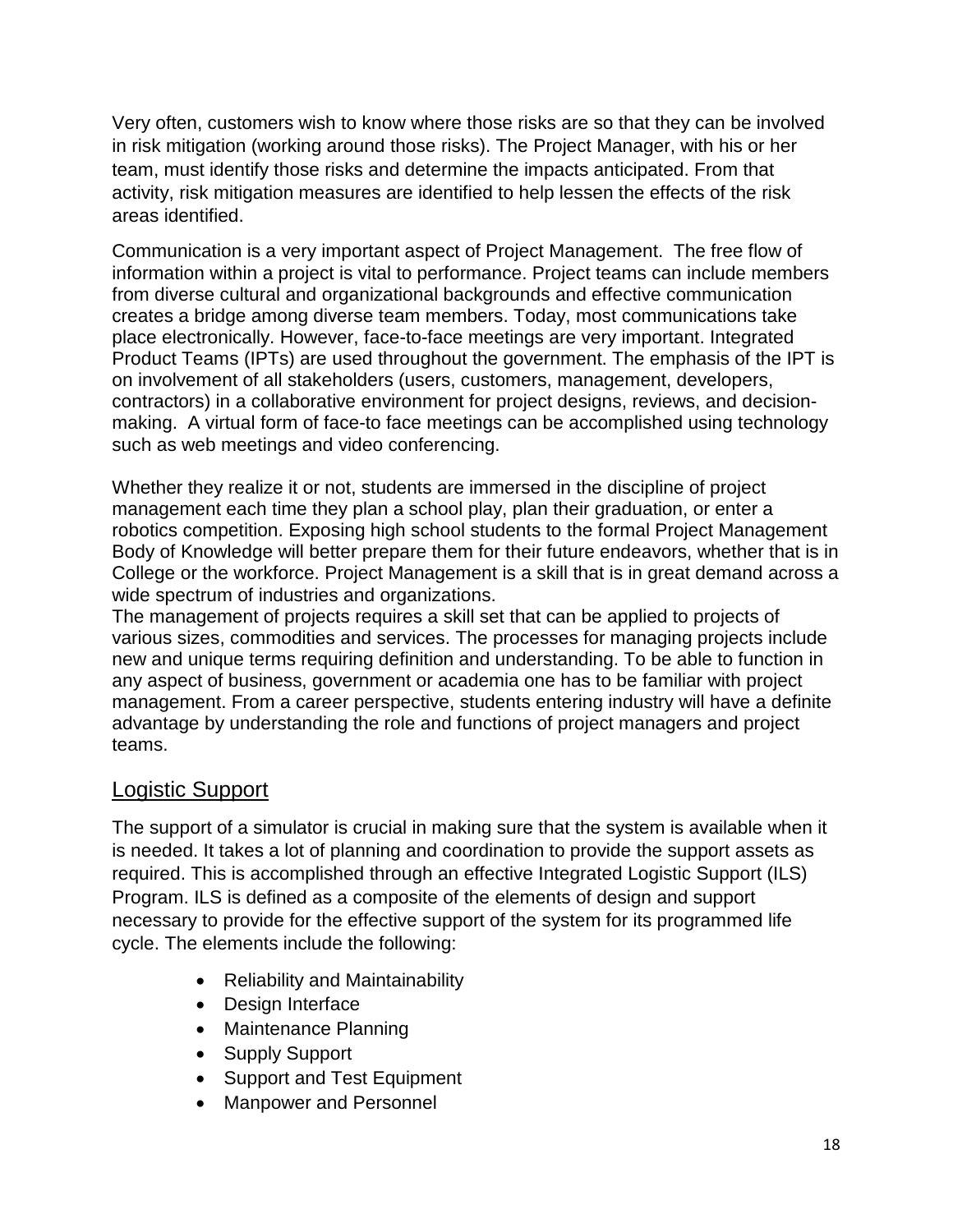Very often, customers wish to know where those risks are so that they can be involved in risk mitigation (working around those risks). The Project Manager, with his or her team, must identify those risks and determine the impacts anticipated. From that activity, risk mitigation measures are identified to help lessen the effects of the risk areas identified.

Communication is a very important aspect of Project Management. The free flow of information within a project is vital to performance. Project teams can include members from diverse cultural and organizational backgrounds and effective communication creates a bridge among diverse team members. Today, most communications take place electronically. However, face-to-face meetings are very important. Integrated Product Teams (IPTs) are used throughout the government. The emphasis of the IPT is on involvement of all stakeholders (users, customers, management, developers, contractors) in a collaborative environment for project designs, reviews, and decision-making. A virtual form of face-to face meetings can be accomplished using technology such as web meetings and video conferencing.

Whether they realize it or not, students are immersed in the discipline of project management each time they plan a school play, plan their graduation, or enter a robotics competition. Exposing high school students to the formal Project Management Body of Knowledge will better prepare them for their future endeavors, whether that is in College or the workforce. Project Management is a skill that is in great demand across a wide spectrum of industries and organizations.

The management of projects requires a skill set that can be applied to projects of various sizes, commodities and services. The processes for managing projects include new and unique terms requiring definition and understanding. To be able to function in any aspect of business, government or academia one has to be familiar with project management. From a career perspective, students entering industry will have a definite advantage by understanding the role and functions of project managers and project teams.

## Logistic Support

The support of a simulator is crucial in making sure that the system is available when it is needed. It takes a lot of planning and coordination to provide the support assets as required. This is accomplished through an effective Integrated Logistic Support (ILS) Program. ILS is defined as a composite of the elements of design and support necessary to provide for the effective support of the system for its programmed life cycle. The elements include the following:

- Reliability and Maintainability
- Design Interface
- Maintenance Planning
- Supply Support
- Support and Test Equipment
- Manpower and Personnel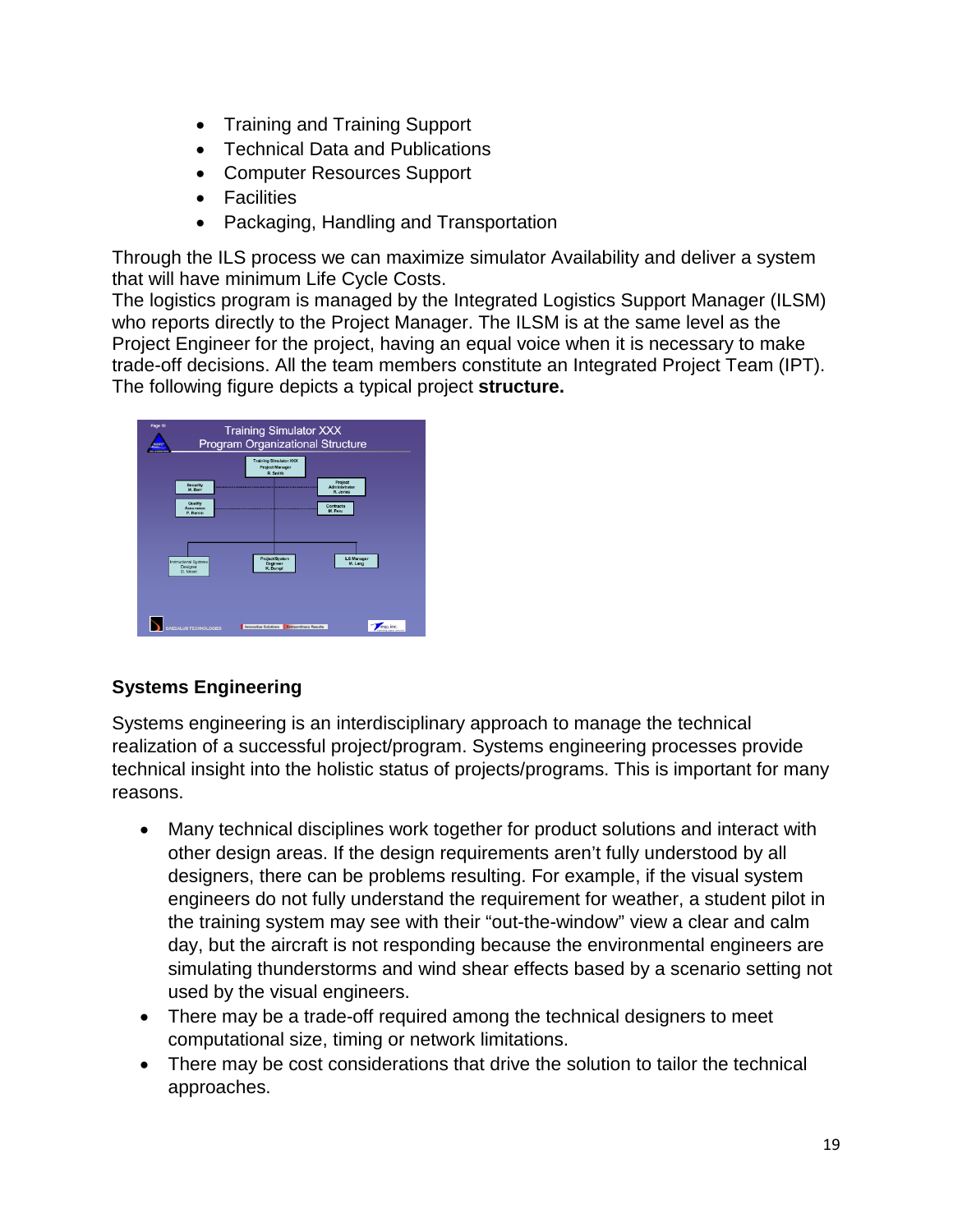- Training and Training Support
- Technical Data and Publications
- Computer Resources Support
- Facilities
- Packaging, Handling and Transportation

Through the ILS process we can maximize simulator Availability and deliver a system that will have minimum Life Cycle Costs.
The logistics program is managed by the Integrated Logistics Support Manager (ILSM) who reports directly to the Project Manager. The ILSM is at the same level as the Project Engineer for the project, having an equal voice when it is necessary to make trade-off decisions. All the team members constitute an Integrated Project Team (IPT). The following figure depicts a typical project **structure.**

## Systems Engineering

Systems engineering is an interdisciplinary approach to manage the technical realization of a successful project/program. Systems engineering processes provide technical insight into the holistic status of projects/programs. This is important for many reasons.

- Many technical disciplines work together for product solutions and interact with other design areas. If the design requirements aren't fully understood by all designers, there can be problems resulting. For example, if the visual system engineers do not fully understand the requirement for weather, a student pilot in the training system may see with their "out-the-window" view a clear and calm day, but the aircraft is not responding because the environmental engineers are simulating thunderstorms and wind shear effects based by a scenario setting not used by the visual engineers.
- There may be a trade-off required among the technical designers to meet computational size, timing or network limitations.
- There may be cost considerations that drive the solution to tailor the technical approaches.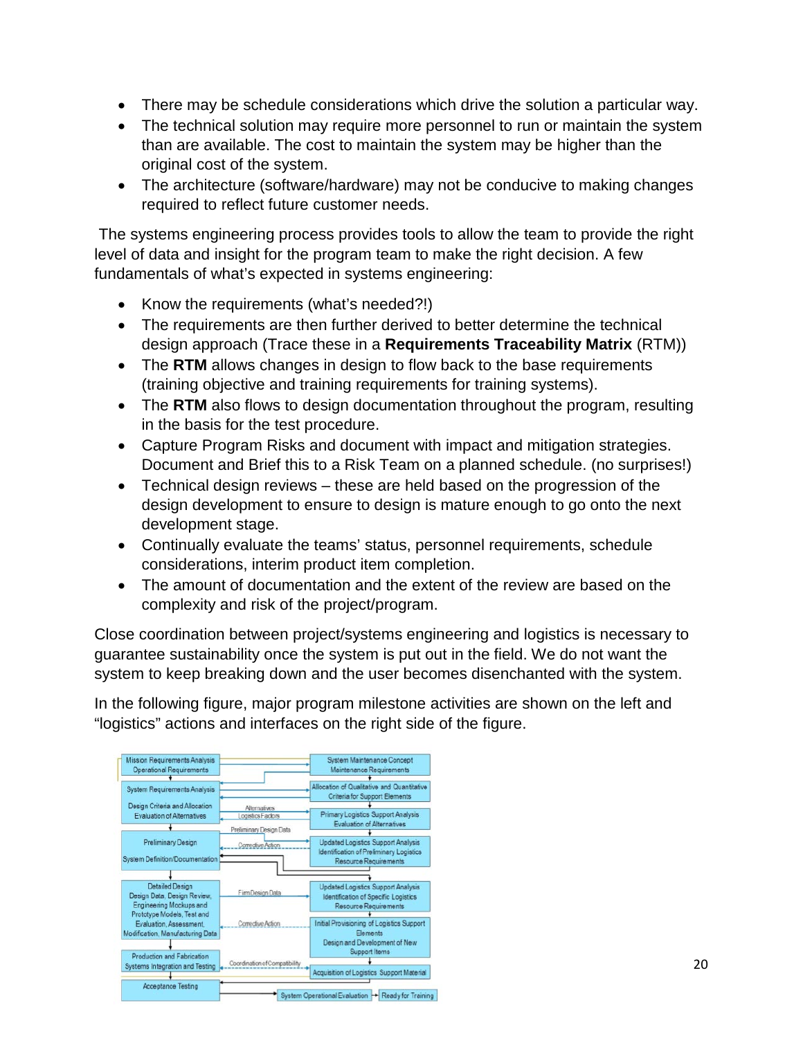- There may be schedule considerations which drive the solution a particular way.
- The technical solution may require more personnel to run or maintain the system than are available. The cost to maintain the system may be higher than the original cost of the system.
- The architecture (software/hardware) may not be conducive to making changes required to reflect future customer needs.

The systems engineering process provides tools to allow the team to provide the right level of data and insight for the program team to make the right decision. A few fundamentals of what's expected in systems engineering:

- Know the requirements (what's needed?!)
- The requirements are then further derived to better determine the technical design approach (Trace these in a **Requirements Traceability Matrix** (RTM))
- The **RTM** allows changes in design to flow back to the base requirements (training objective and training requirements for training systems).
- The **RTM** also flows to design documentation throughout the program, resulting in the basis for the test procedure.
- Capture Program Risks and document with impact and mitigation strategies. Document and Brief this to a Risk Team on a planned schedule. (no surprises!)
- Technical design reviews – these are held based on the progression of the design development to ensure to design is mature enough to go onto the next development stage.
- Continually evaluate the teams' status, personnel requirements, schedule considerations, interim product item completion.
- The amount of documentation and the extent of the review are based on the complexity and risk of the project/program.

Close coordination between project/systems engineering and logistics is necessary to guarantee sustainability once the system is put out in the field. We do not want the system to keep breaking down and the user becomes disenchanted with the system.

In the following figure, major program milestone activities are shown on the left and "logistics" actions and interfaces on the right side of the figure.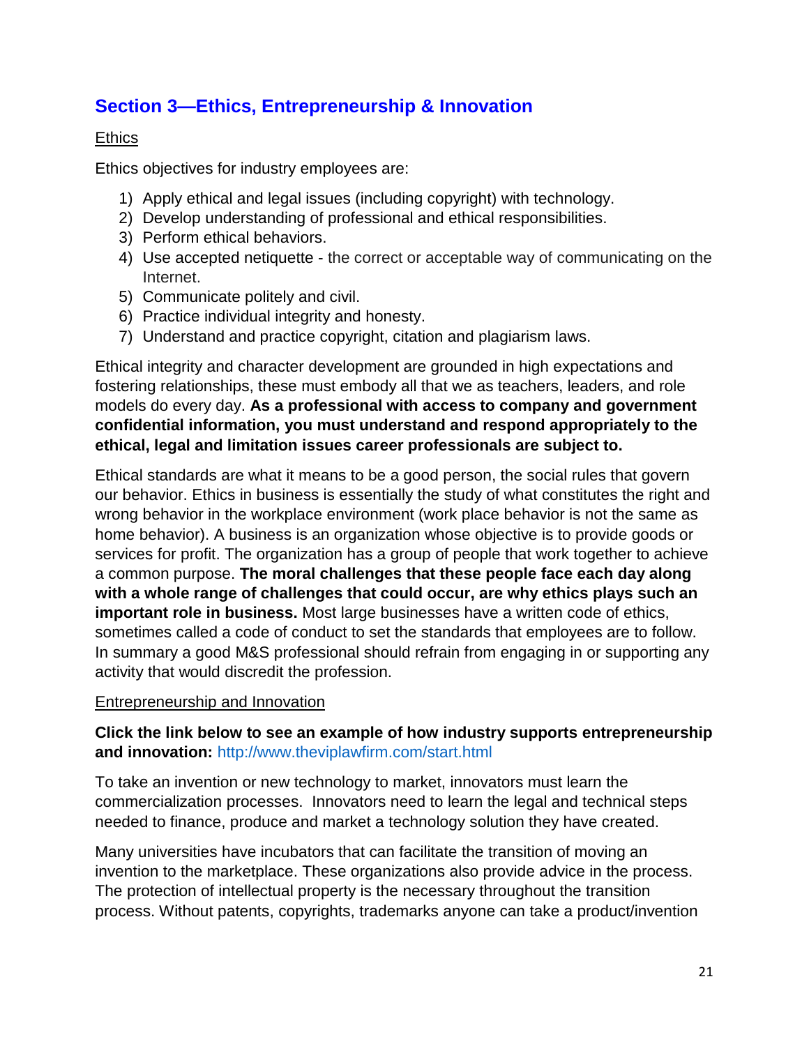## Section 3—Ethics, Entrepreneurship & Innovation

### Ethics

Ethics objectives for industry employees are:

1) Apply ethical and legal issues (including copyright) with technology.
2) Develop understanding of professional and ethical responsibilities.
3) Perform ethical behaviors.
4) Use accepted netiquette - the correct or acceptable way of communicating on the Internet.
5) Communicate politely and civil.
6) Practice individual integrity and honesty.
7) Understand and practice copyright, citation and plagiarism laws.

Ethical integrity and character development are grounded in high expectations and fostering relationships, these must embody all that we as teachers, leaders, and role models do every day. **As a professional with access to company and government confidential information, you must understand and respond appropriately to the ethical, legal and limitation issues career professionals are subject to.**

Ethical standards are what it means to be a good person, the social rules that govern our behavior. Ethics in business is essentially the study of what constitutes the right and wrong behavior in the workplace environment (work place behavior is not the same as home behavior). A business is an organization whose objective is to provide goods or services for profit. The organization has a group of people that work together to achieve a common purpose. **The moral challenges that these people face each day along with a whole range of challenges that could occur, are why ethics plays such an important role in business.** Most large businesses have a written code of ethics, sometimes called a code of conduct to set the standards that employees are to follow. In summary a good M&S professional should refrain from engaging in or supporting any activity that would discredit the profession.

### Entrepreneurship and Innovation

**Click the link below to see an example of how industry supports entrepreneurship and innovation:** http://www.theviplawfirm.com/start.html

To take an invention or new technology to market, innovators must learn the commercialization processes. Innovators need to learn the legal and technical steps needed to finance, produce and market a technology solution they have created.

Many universities have incubators that can facilitate the transition of moving an invention to the marketplace. These organizations also provide advice in the process. The protection of intellectual property is the necessary throughout the transition process. Without patents, copyrights, trademarks anyone can take a product/invention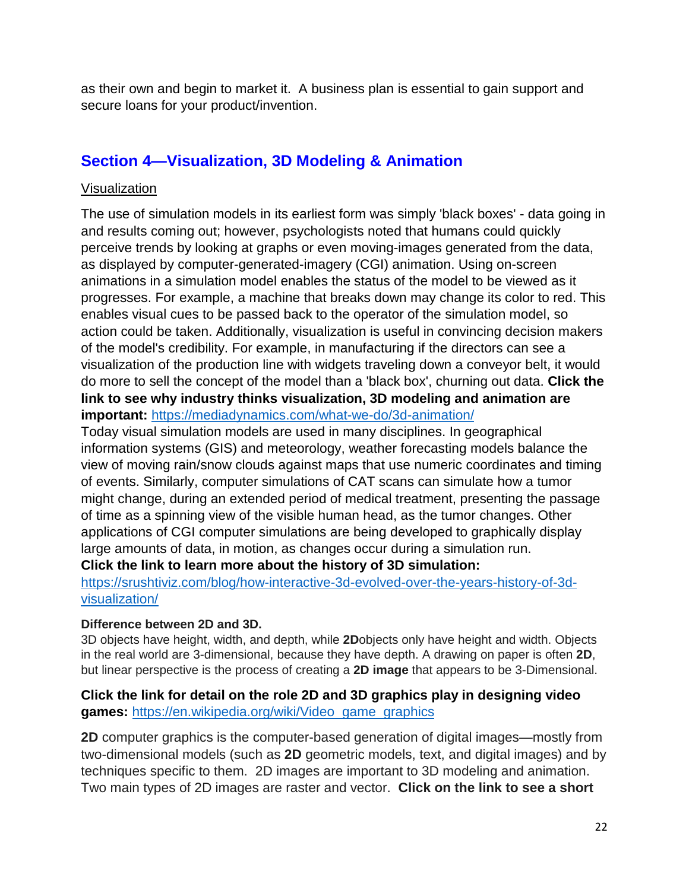as their own and begin to market it. A business plan is essential to gain support and secure loans for your product/invention.

## Section 4—Visualization, 3D Modeling & Animation

Visualization

The use of simulation models in its earliest form was simply 'black boxes' - data going in and results coming out; however, psychologists noted that humans could quickly perceive trends by looking at graphs or even moving-images generated from the data, as displayed by computer-generated-imagery (CGI) animation. Using on-screen animations in a simulation model enables the status of the model to be viewed as it progresses. For example, a machine that breaks down may change its color to red. This enables visual cues to be passed back to the operator of the simulation model, so action could be taken. Additionally, visualization is useful in convincing decision makers of the model's credibility. For example, in manufacturing if the directors can see a visualization of the production line with widgets traveling down a conveyor belt, it would do more to sell the concept of the model than a 'black box', churning out data. **Click the link to see why industry thinks visualization, 3D modeling and animation are important:** https://mediadynamics.com/what-we-do/3d-animation/

Today visual simulation models are used in many disciplines. In geographical information systems (GIS) and meteorology, weather forecasting models balance the view of moving rain/snow clouds against maps that use numeric coordinates and timing of events. Similarly, computer simulations of CAT scans can simulate how a tumor might change, during an extended period of medical treatment, presenting the passage of time as a spinning view of the visible human head, as the tumor changes. Other applications of CGI computer simulations are being developed to graphically display large amounts of data, in motion, as changes occur during a simulation run.

**Click the link to learn more about the history of 3D simulation:**
https://srushtiviz.com/blog/how-interactive-3d-evolved-over-the-years-history-of-3d-visualization/

**Difference between 2D and 3D.**

3D objects have height, width, and depth, while **2D**objects only have height and width. Objects in the real world are 3-dimensional, because they have depth. A drawing on paper is often **2D**, but linear perspective is the process of creating a **2D image** that appears to be 3-Dimensional.

**Click the link for detail on the role 2D and 3D graphics play in designing video games:** https://en.wikipedia.org/wiki/Video_game_graphics

**2D** computer graphics is the computer-based generation of digital images—mostly from two-dimensional models (such as **2D** geometric models, text, and digital images) and by techniques specific to them. 2D images are important to 3D modeling and animation. Two main types of 2D images are raster and vector. **Click on the link to see a short**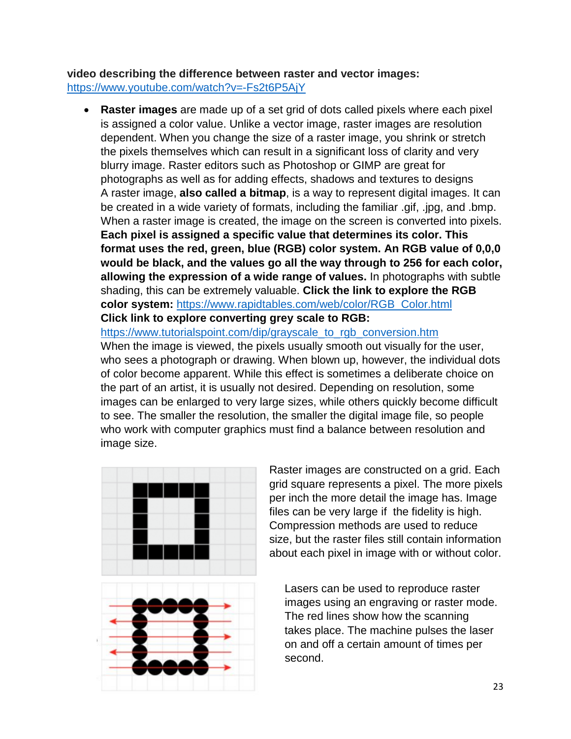**video describing the difference between raster and vector images:**
https://www.youtube.com/watch?v=-Fs2t6P5AjY

- **Raster images** are made up of a set grid of dots called pixels where each pixel is assigned a color value. Unlike a vector image, raster images are resolution dependent. When you change the size of a raster image, you shrink or stretch the pixels themselves which can result in a significant loss of clarity and very blurry image. Raster editors such as Photoshop or GIMP are great for photographs as well as for adding effects, shadows and textures to designs
  A raster image, **also called a bitmap**, is a way to represent digital images. It can be created in a wide variety of formats, including the familiar .gif, .jpg, and .bmp. When a raster image is created, the image on the screen is converted into pixels. **Each pixel is assigned a specific value that determines its color. This format uses the red, green, blue (RGB) color system. An RGB value of 0,0,0 would be black, and the values go all the way through to 256 for each color, allowing the expression of a wide range of values.** In photographs with subtle shading, this can be extremely valuable. **Click the link to explore the RGB color system:** https://www.rapidtables.com/web/color/RGB_Color.html
  **Click link to explore converting grey scale to RGB:**
  https://www.tutorialspoint.com/dip/grayscale_to_rgb_conversion.htm
  When the image is viewed, the pixels usually smooth out visually for the user, who sees a photograph or drawing. When blown up, however, the individual dots of color become apparent. While this effect is sometimes a deliberate choice on the part of an artist, it is usually not desired. Depending on resolution, some images can be enlarged to very large sizes, while others quickly become difficult to see. The smaller the resolution, the smaller the digital image file, so people who work with computer graphics must find a balance between resolution and image size.

Raster images are constructed on a grid. Each grid square represents a pixel. The more pixels per inch the more detail the image has. Image files can be very large if the fidelity is high. Compression methods are used to reduce size, but the raster files still contain information about each pixel in image with or without color.

Lasers can be used to reproduce raster images using an engraving or raster mode. The red lines show how the scanning takes place. The machine pulses the laser on and off a certain amount of times per second.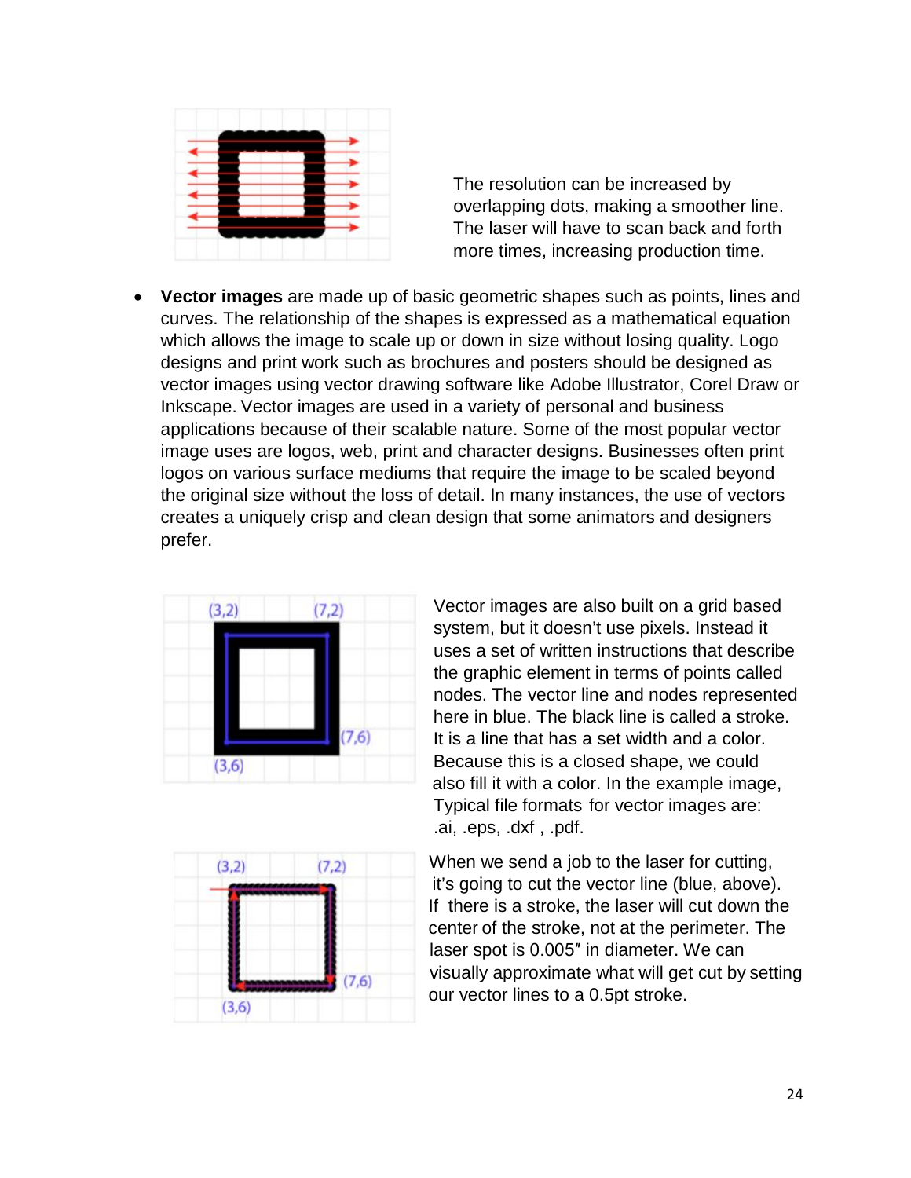The resolution can be increased by overlapping dots, making a smoother line. The laser will have to scan back and forth more times, increasing production time.

- **Vector images** are made up of basic geometric shapes such as points, lines and curves. The relationship of the shapes is expressed as a mathematical equation which allows the image to scale up or down in size without losing quality. Logo designs and print work such as brochures and posters should be designed as vector images using vector drawing software like Adobe Illustrator, Corel Draw or Inkscape. Vector images are used in a variety of personal and business applications because of their scalable nature. Some of the most popular vector image uses are logos, web, print and character designs. Businesses often print logos on various surface mediums that require the image to be scaled beyond the original size without the loss of detail. In many instances, the use of vectors creates a uniquely crisp and clean design that some animators and designers prefer.

Vector images are also built on a grid based system, but it doesn't use pixels. Instead it uses a set of written instructions that describe the graphic element in terms of points called nodes. The vector line and nodes represented here in blue. The black line is called a stroke. It is a line that has a set width and a color. Because this is a closed shape, we could also fill it with a color. In the example image, Typical file formats for vector images are: .ai, .eps, .dxf , .pdf.

When we send a job to the laser for cutting, it's going to cut the vector line (blue, above). If there is a stroke, the laser will cut down the center of the stroke, not at the perimeter. The laser spot is 0.005″ in diameter. We can visually approximate what will get cut by setting our vector lines to a 0.5pt stroke.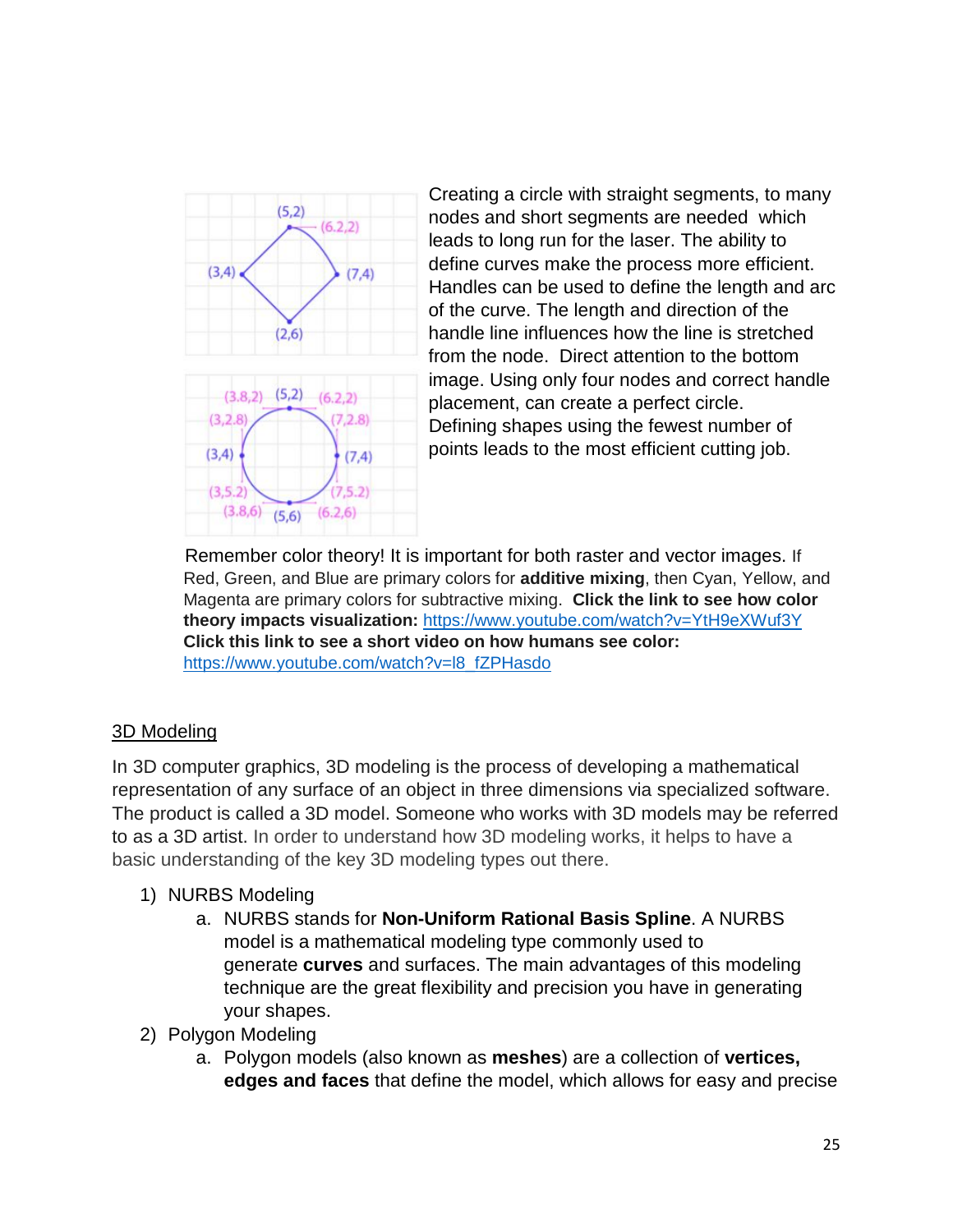Creating a circle with straight segments, to many nodes and short segments are needed which leads to long run for the laser. The ability to define curves make the process more efficient. Handles can be used to define the length and arc of the curve. The length and direction of the handle line influences how the line is stretched from the node. Direct attention to the bottom image. Using only four nodes and correct handle placement, can create a perfect circle. Defining shapes using the fewest number of points leads to the most efficient cutting job.

Remember color theory! It is important for both raster and vector images. If Red, Green, and Blue are primary colors for **additive mixing**, then Cyan, Yellow, and Magenta are primary colors for subtractive mixing. **Click the link to see how color theory impacts visualization:** https://www.youtube.com/watch?v=YtH9eXWuf3Y
**Click this link to see a short video on how humans see color:** https://www.youtube.com/watch?v=l8_fZPHasdo

## 3D Modeling

In 3D computer graphics, 3D modeling is the process of developing a mathematical representation of any surface of an object in three dimensions via specialized software. The product is called a 3D model. Someone who works with 3D models may be referred to as a 3D artist. In order to understand how 3D modeling works, it helps to have a basic understanding of the key 3D modeling types out there.

1) NURBS Modeling
   a. NURBS stands for **Non-Uniform Rational Basis Spline**. A NURBS model is a mathematical modeling type commonly used to generate **curves** and surfaces. The main advantages of this modeling technique are the great flexibility and precision you have in generating your shapes.
2) Polygon Modeling
   a. Polygon models (also known as **meshes**) are a collection of **vertices, edges and faces** that define the model, which allows for easy and precise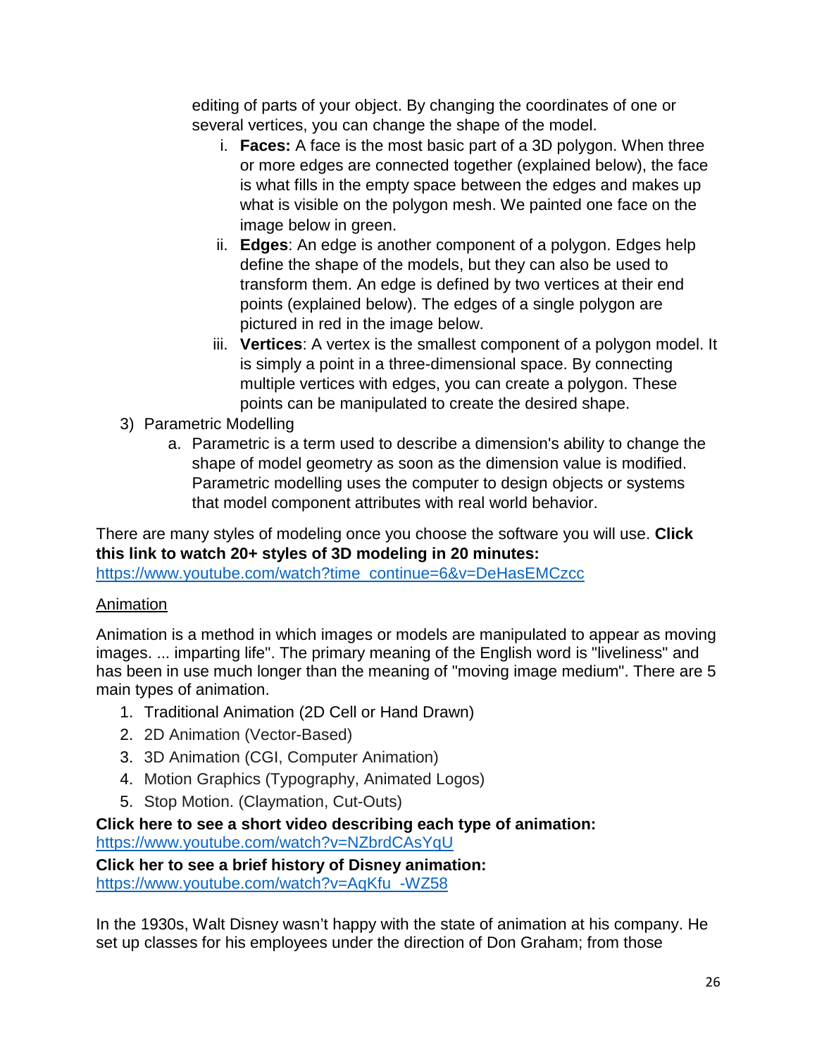editing of parts of your object. By changing the coordinates of one or several vertices, you can change the shape of the model.

   i. **Faces:** A face is the most basic part of a 3D polygon. When three or more edges are connected together (explained below), the face is what fills in the empty space between the edges and makes up what is visible on the polygon mesh. We painted one face on the image below in green.
   ii. **Edges**: An edge is another component of a polygon. Edges help define the shape of the models, but they can also be used to transform them. An edge is defined by two vertices at their end points (explained below). The edges of a single polygon are pictured in red in the image below.
   iii. **Vertices**: A vertex is the smallest component of a polygon model. It is simply a point in a three-dimensional space. By connecting multiple vertices with edges, you can create a polygon. These points can be manipulated to create the desired shape.

3) Parametric Modelling
   a. Parametric is a term used to describe a dimension's ability to change the shape of model geometry as soon as the dimension value is modified. Parametric modelling uses the computer to design objects or systems that model component attributes with real world behavior.

There are many styles of modeling once you choose the software you will use. **Click this link to watch 20+ styles of 3D modeling in 20 minutes:** https://www.youtube.com/watch?time_continue=6&v=DeHasEMCzcc

<u>Animation</u>

Animation is a method in which images or models are manipulated to appear as moving images. ... imparting life". The primary meaning of the English word is "liveliness" and has been in use much longer than the meaning of "moving image medium". There are 5 main types of animation.

1. Traditional Animation (2D Cell or Hand Drawn)
2. 2D Animation (Vector-Based)
3. 3D Animation (CGI, Computer Animation)
4. Motion Graphics (Typography, Animated Logos)
5. Stop Motion. (Claymation, Cut-Outs)

**Click here to see a short video describing each type of animation:** https://www.youtube.com/watch?v=NZbrdCAsYqU

**Click her to see a brief history of Disney animation:** https://www.youtube.com/watch?v=AqKfu_-WZ58

In the 1930s, Walt Disney wasn't happy with the state of animation at his company. He set up classes for his employees under the direction of Don Graham; from those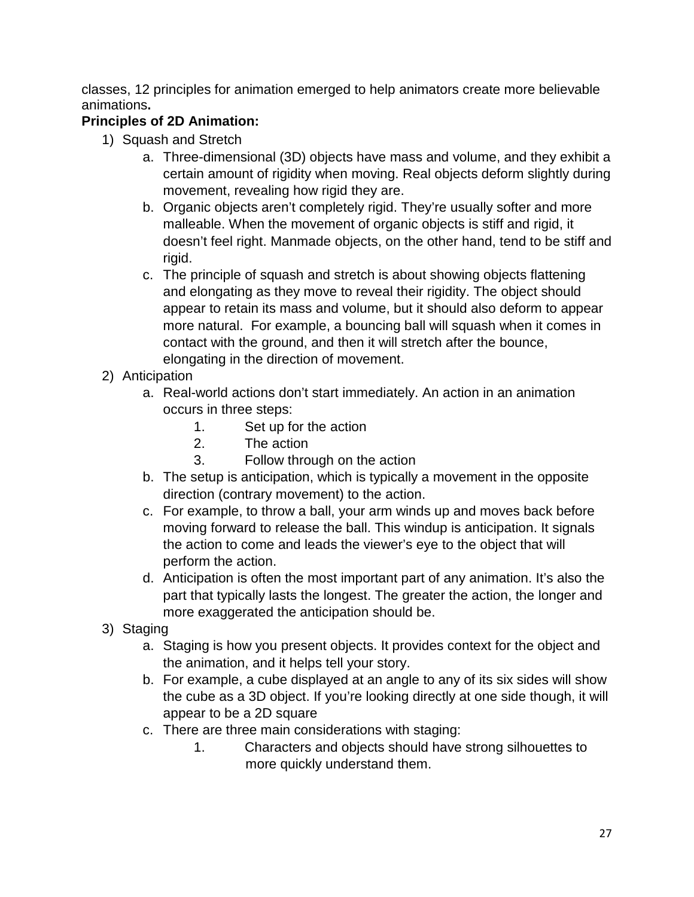classes, 12 principles for animation emerged to help animators create more believable animations**.**

**Principles of 2D Animation:**

1) Squash and Stretch
    a. Three-dimensional (3D) objects have mass and volume, and they exhibit a certain amount of rigidity when moving. Real objects deform slightly during movement, revealing how rigid they are.
    b. Organic objects aren't completely rigid. They're usually softer and more malleable. When the movement of organic objects is stiff and rigid, it doesn't feel right. Manmade objects, on the other hand, tend to be stiff and rigid.
    c. The principle of squash and stretch is about showing objects flattening and elongating as they move to reveal their rigidity. The object should appear to retain its mass and volume, but it should also deform to appear more natural. For example, a bouncing ball will squash when it comes in contact with the ground, and then it will stretch after the bounce, elongating in the direction of movement.
2) Anticipation
    a. Real-world actions don't start immediately. An action in an animation occurs in three steps:
        1. Set up for the action
        2. The action
        3. Follow through on the action
    b. The setup is anticipation, which is typically a movement in the opposite direction (contrary movement) to the action.
    c. For example, to throw a ball, your arm winds up and moves back before moving forward to release the ball. This windup is anticipation. It signals the action to come and leads the viewer's eye to the object that will perform the action.
    d. Anticipation is often the most important part of any animation. It's also the part that typically lasts the longest. The greater the action, the longer and more exaggerated the anticipation should be.
3) Staging
    a. Staging is how you present objects. It provides context for the object and the animation, and it helps tell your story.
    b. For example, a cube displayed at an angle to any of its six sides will show the cube as a 3D object. If you're looking directly at one side though, it will appear to be a 2D square
    c. There are three main considerations with staging:
        1. Characters and objects should have strong silhouettes to more quickly understand them.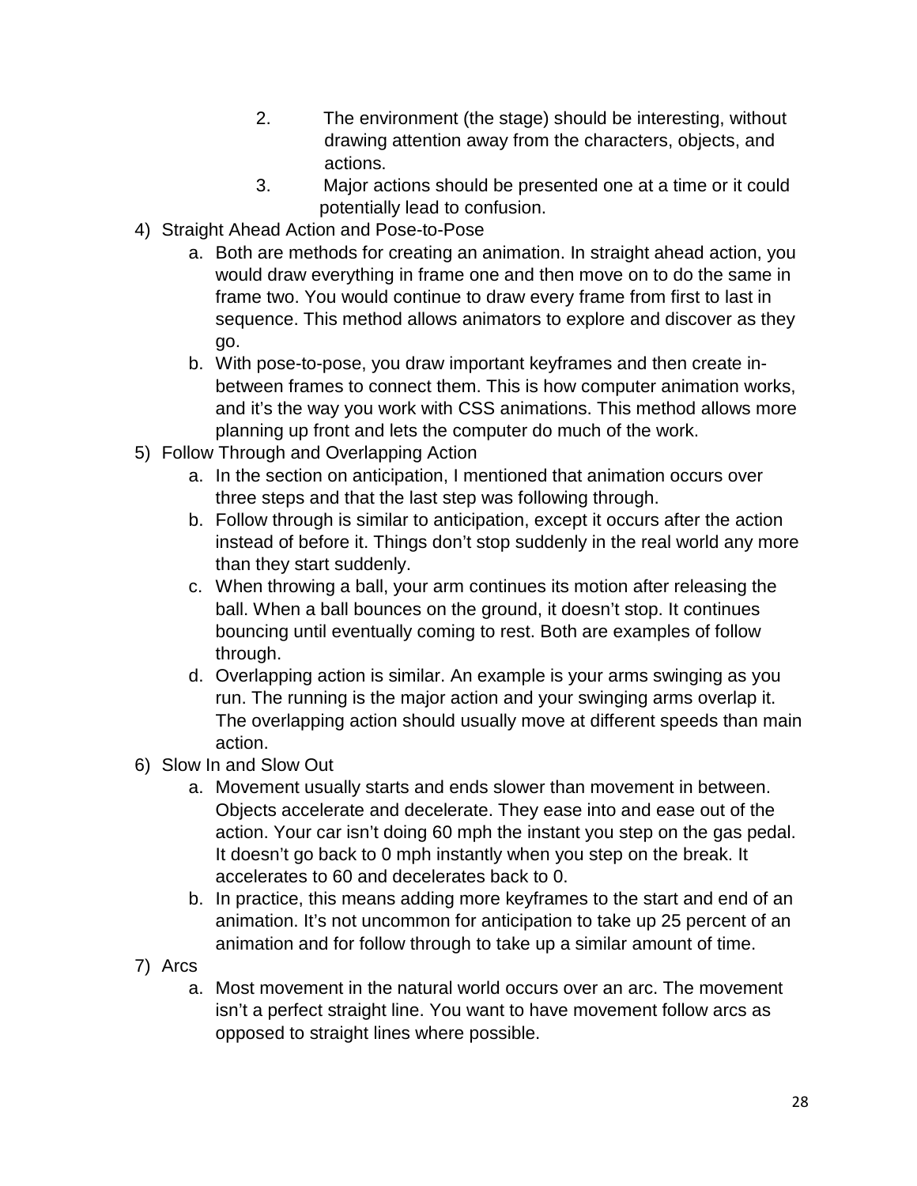2. The environment (the stage) should be interesting, without drawing attention away from the characters, objects, and actions.
3. Major actions should be presented one at a time or it could potentially lead to confusion.

4) Straight Ahead Action and Pose-to-Pose
   a. Both are methods for creating an animation. In straight ahead action, you would draw everything in frame one and then move on to do the same in frame two. You would continue to draw every frame from first to last in sequence. This method allows animators to explore and discover as they go.
   b. With pose-to-pose, you draw important keyframes and then create in-between frames to connect them. This is how computer animation works, and it's the way you work with CSS animations. This method allows more planning up front and lets the computer do much of the work.
5) Follow Through and Overlapping Action
   a. In the section on anticipation, I mentioned that animation occurs over three steps and that the last step was following through.
   b. Follow through is similar to anticipation, except it occurs after the action instead of before it. Things don't stop suddenly in the real world any more than they start suddenly.
   c. When throwing a ball, your arm continues its motion after releasing the ball. When a ball bounces on the ground, it doesn't stop. It continues bouncing until eventually coming to rest. Both are examples of follow through.
   d. Overlapping action is similar. An example is your arms swinging as you run. The running is the major action and your swinging arms overlap it. The overlapping action should usually move at different speeds than main action.
6) Slow In and Slow Out
   a. Movement usually starts and ends slower than movement in between. Objects accelerate and decelerate. They ease into and ease out of the action. Your car isn't doing 60 mph the instant you step on the gas pedal. It doesn't go back to 0 mph instantly when you step on the break. It accelerates to 60 and decelerates back to 0.
   b. In practice, this means adding more keyframes to the start and end of an animation. It's not uncommon for anticipation to take up 25 percent of an animation and for follow through to take up a similar amount of time.
7) Arcs
   a. Most movement in the natural world occurs over an arc. The movement isn't a perfect straight line. You want to have movement follow arcs as opposed to straight lines where possible.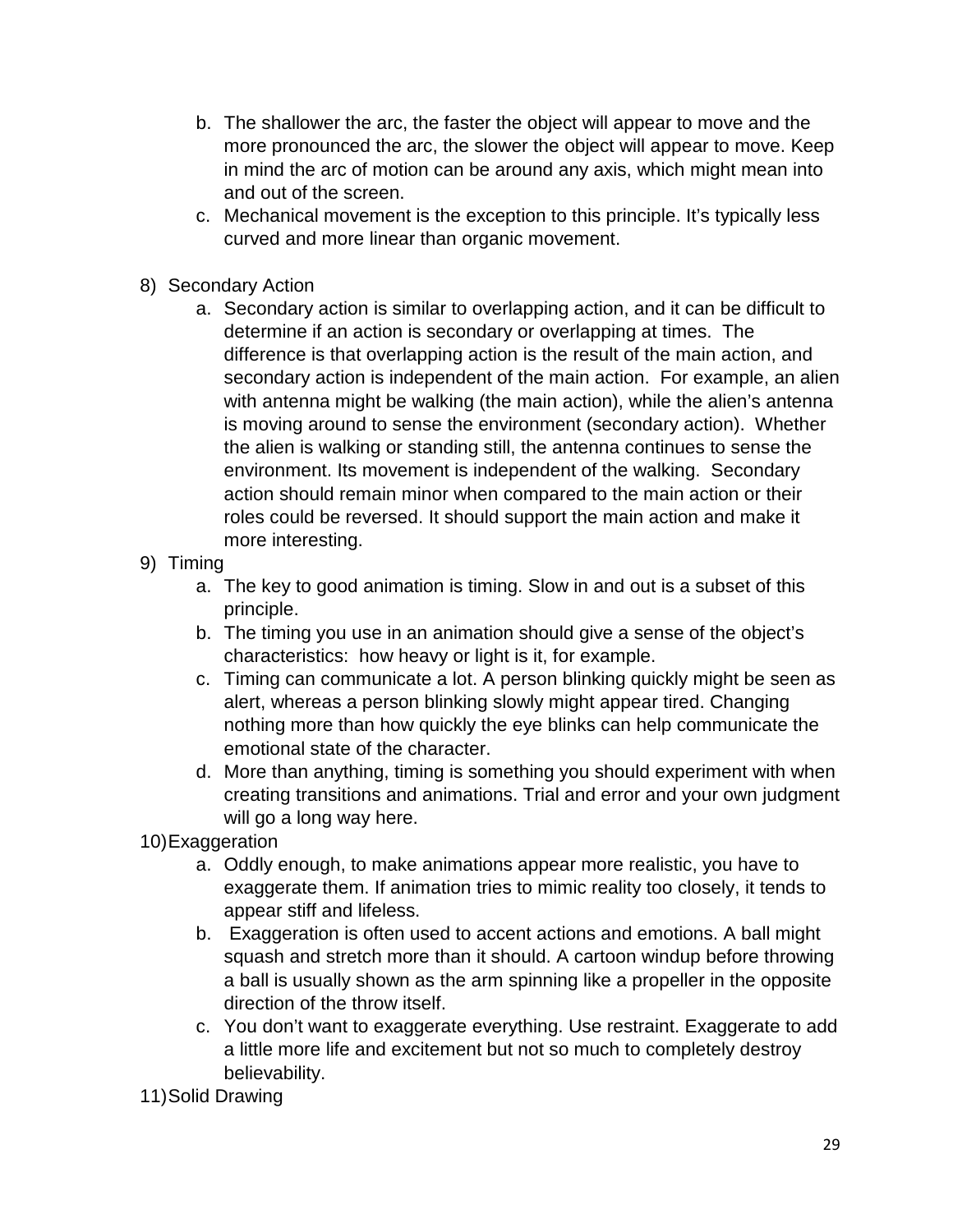b. The shallower the arc, the faster the object will appear to move and the more pronounced the arc, the slower the object will appear to move. Keep in mind the arc of motion can be around any axis, which might mean into and out of the screen.
   c. Mechanical movement is the exception to this principle. It's typically less curved and more linear than organic movement.

8) Secondary Action
   a. Secondary action is similar to overlapping action, and it can be difficult to determine if an action is secondary or overlapping at times. The difference is that overlapping action is the result of the main action, and secondary action is independent of the main action. For example, an alien with antenna might be walking (the main action), while the alien's antenna is moving around to sense the environment (secondary action). Whether the alien is walking or standing still, the antenna continues to sense the environment. Its movement is independent of the walking. Secondary action should remain minor when compared to the main action or their roles could be reversed. It should support the main action and make it more interesting.

9) Timing
   a. The key to good animation is timing. Slow in and out is a subset of this principle.
   b. The timing you use in an animation should give a sense of the object's characteristics: how heavy or light is it, for example.
   c. Timing can communicate a lot. A person blinking quickly might be seen as alert, whereas a person blinking slowly might appear tired. Changing nothing more than how quickly the eye blinks can help communicate the emotional state of the character.
   d. More than anything, timing is something you should experiment with when creating transitions and animations. Trial and error and your own judgment will go a long way here.

10) Exaggeration
   a. Oddly enough, to make animations appear more realistic, you have to exaggerate them. If animation tries to mimic reality too closely, it tends to appear stiff and lifeless.
   b. Exaggeration is often used to accent actions and emotions. A ball might squash and stretch more than it should. A cartoon windup before throwing a ball is usually shown as the arm spinning like a propeller in the opposite direction of the throw itself.
   c. You don't want to exaggerate everything. Use restraint. Exaggerate to add a little more life and excitement but not so much to completely destroy believability.

11) Solid Drawing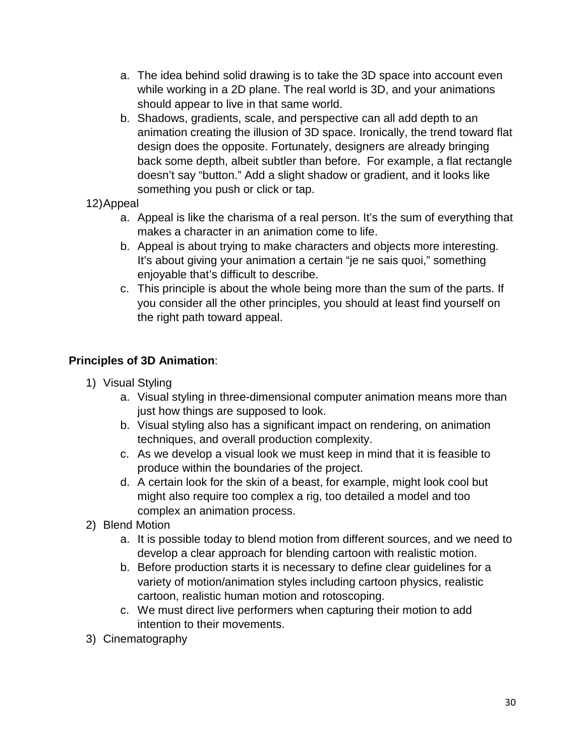a. The idea behind solid drawing is to take the 3D space into account even while working in a 2D plane. The real world is 3D, and your animations should appear to live in that same world.
   b. Shadows, gradients, scale, and perspective can all add depth to an animation creating the illusion of 3D space. Ironically, the trend toward flat design does the opposite. Fortunately, designers are already bringing back some depth, albeit subtler than before. For example, a flat rectangle doesn't say "button." Add a slight shadow or gradient, and it looks like something you push or click or tap.

12) Appeal
   a. Appeal is like the charisma of a real person. It's the sum of everything that makes a character in an animation come to life.
   b. Appeal is about trying to make characters and objects more interesting. It's about giving your animation a certain "je ne sais quoi," something enjoyable that's difficult to describe.
   c. This principle is about the whole being more than the sum of the parts. If you consider all the other principles, you should at least find yourself on the right path toward appeal.

**Principles of 3D Animation**:

1) Visual Styling
   a. Visual styling in three-dimensional computer animation means more than just how things are supposed to look.
   b. Visual styling also has a significant impact on rendering, on animation techniques, and overall production complexity.
   c. As we develop a visual look we must keep in mind that it is feasible to produce within the boundaries of the project.
   d. A certain look for the skin of a beast, for example, might look cool but might also require too complex a rig, too detailed a model and too complex an animation process.
2) Blend Motion
   a. It is possible today to blend motion from different sources, and we need to develop a clear approach for blending cartoon with realistic motion.
   b. Before production starts it is necessary to define clear guidelines for a variety of motion/animation styles including cartoon physics, realistic cartoon, realistic human motion and rotoscoping.
   c. We must direct live performers when capturing their motion to add intention to their movements.
3) Cinematography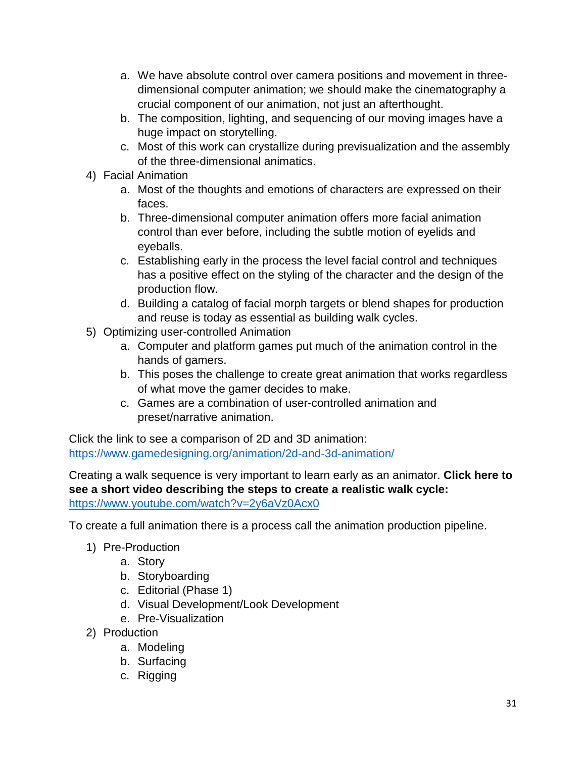a. We have absolute control over camera positions and movement in three-dimensional computer animation; we should make the cinematography a crucial component of our animation, not just an afterthought.
   b. The composition, lighting, and sequencing of our moving images have a huge impact on storytelling.
   c. Most of this work can crystallize during previsualization and the assembly of the three-dimensional animatics.

4) Facial Animation
   a. Most of the thoughts and emotions of characters are expressed on their faces.
   b. Three-dimensional computer animation offers more facial animation control than ever before, including the subtle motion of eyelids and eyeballs.
   c. Establishing early in the process the level facial control and techniques has a positive effect on the styling of the character and the design of the production flow.
   d. Building a catalog of facial morph targets or blend shapes for production and reuse is today as essential as building walk cycles.

5) Optimizing user-controlled Animation
   a. Computer and platform games put much of the animation control in the hands of gamers.
   b. This poses the challenge to create great animation that works regardless of what move the gamer decides to make.
   c. Games are a combination of user-controlled animation and preset/narrative animation.

Click the link to see a comparison of 2D and 3D animation: https://www.gamedesigning.org/animation/2d-and-3d-animation/

Creating a walk sequence is very important to learn early as an animator. **Click here to see a short video describing the steps to create a realistic walk cycle:** https://www.youtube.com/watch?v=2y6aVz0Acx0

To create a full animation there is a process call the animation production pipeline.

1) Pre-Production
   a. Story
   b. Storyboarding
   c. Editorial (Phase 1)
   d. Visual Development/Look Development
   e. Pre-Visualization

2) Production
   a. Modeling
   b. Surfacing
   c. Rigging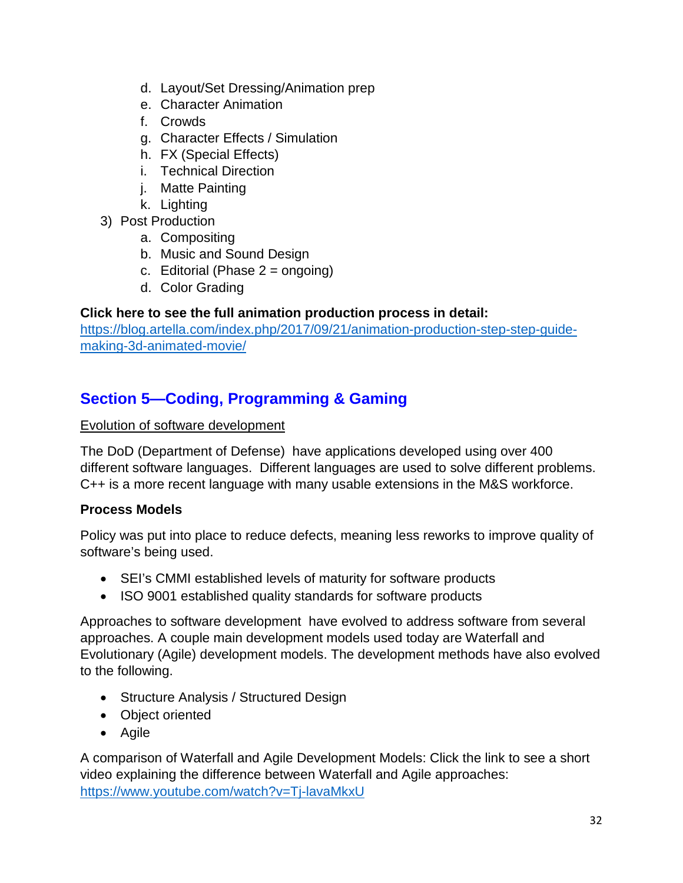d. Layout/Set Dressing/Animation prep
   e. Character Animation
   f. Crowds
   g. Character Effects / Simulation
   h. FX (Special Effects)
   i. Technical Direction
   j. Matte Painting
   k. Lighting

3) Post Production
   a. Compositing
   b. Music and Sound Design
   c. Editorial (Phase 2 = ongoing)
   d. Color Grading

**Click here to see the full animation production process in detail:**
[https://blog.artella.com/index.php/2017/09/21/animation-production-step-step-guide-making-3d-animated-movie/](https://blog.artella.com/index.php/2017/09/21/animation-production-step-step-guide-making-3d-animated-movie/)

## Section 5—Coding, Programming & Gaming

<u>Evolution of software development</u>

The DoD (Department of Defense) have applications developed using over 400 different software languages. Different languages are used to solve different problems. C++ is a more recent language with many usable extensions in the M&S workforce.

**Process Models**

Policy was put into place to reduce defects, meaning less reworks to improve quality of software's being used.

- SEI's CMMI established levels of maturity for software products
- ISO 9001 established quality standards for software products

Approaches to software development have evolved to address software from several approaches. A couple main development models used today are Waterfall and Evolutionary (Agile) development models. The development methods have also evolved to the following.

- Structure Analysis / Structured Design
- Object oriented
- Agile

A comparison of Waterfall and Agile Development Models: Click the link to see a short video explaining the difference between Waterfall and Agile approaches:
[https://www.youtube.com/watch?v=Tj-lavaMkxU](https://www.youtube.com/watch?v=Tj-lavaMkxU)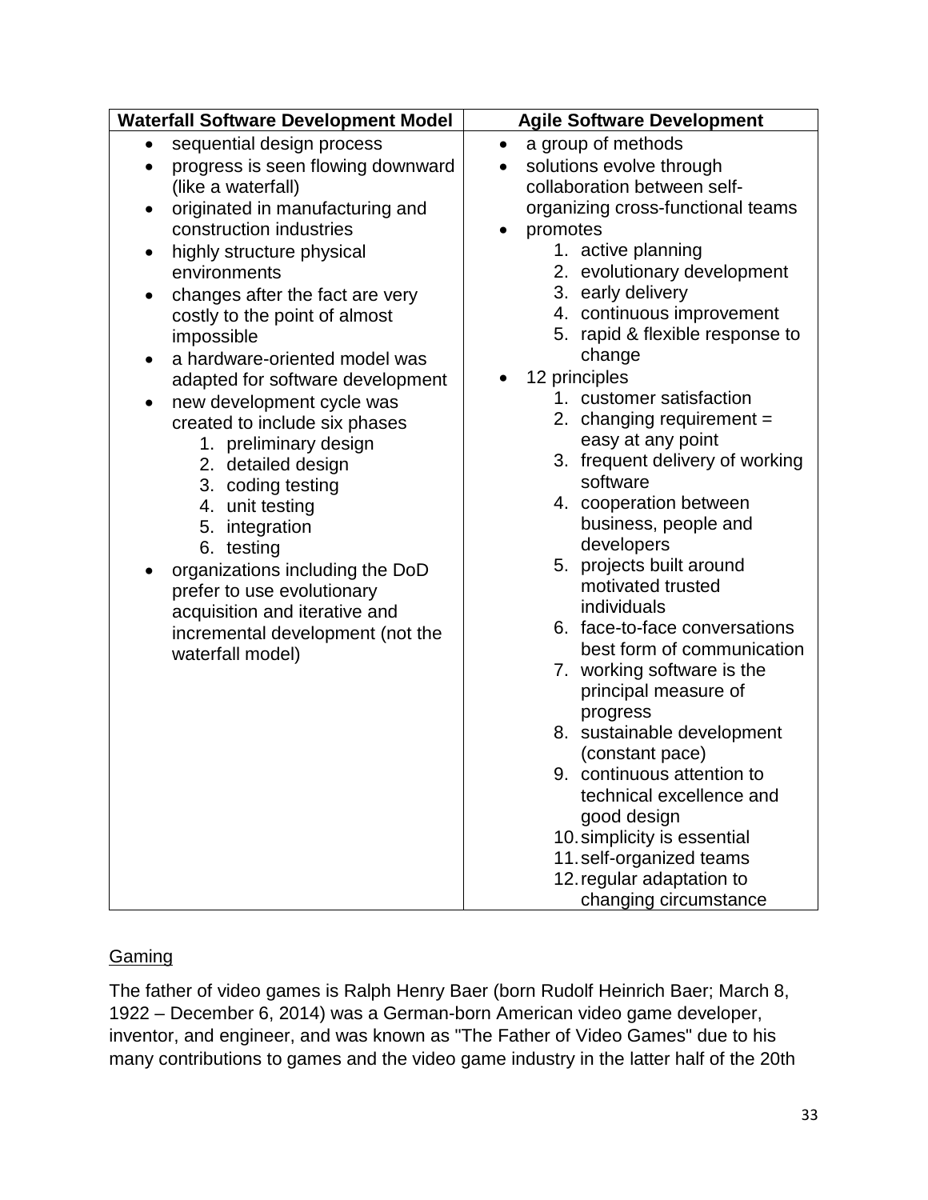| Waterfall Software Development Model | Agile Software Development |
|---|---|
| • sequential design process<br>• progress is seen flowing downward (like a waterfall)<br>• originated in manufacturing and construction industries<br>• highly structure physical environments<br>• changes after the fact are very costly to the point of almost impossible<br>• a hardware-oriented model was adapted for software development<br>• new development cycle was created to include six phases<br>1. preliminary design<br>2. detailed design<br>3. coding testing<br>4. unit testing<br>5. integration<br>6. testing<br>• organizations including the DoD prefer to use evolutionary acquisition and iterative and incremental development (not the waterfall model) | • a group of methods<br>• solutions evolve through collaboration between self-organizing cross-functional teams<br>• promotes<br>1. active planning<br>2. evolutionary development<br>3. early delivery<br>4. continuous improvement<br>5. rapid & flexible response to change<br>• 12 principles<br>1. customer satisfaction<br>2. changing requirement = easy at any point<br>3. frequent delivery of working software<br>4. cooperation between business, people and developers<br>5. projects built around motivated trusted individuals<br>6. face-to-face conversations best form of communication<br>7. working software is the principal measure of progress<br>8. sustainable development (constant pace)<br>9. continuous attention to technical excellence and good design<br>10. simplicity is essential<br>11. self-organized teams<br>12. regular adaptation to changing circumstance |

## Gaming

The father of video games is Ralph Henry Baer (born Rudolf Heinrich Baer; March 8, 1922 – December 6, 2014) was a German-born American video game developer, inventor, and engineer, and was known as "The Father of Video Games" due to his many contributions to games and the video game industry in the latter half of the 20th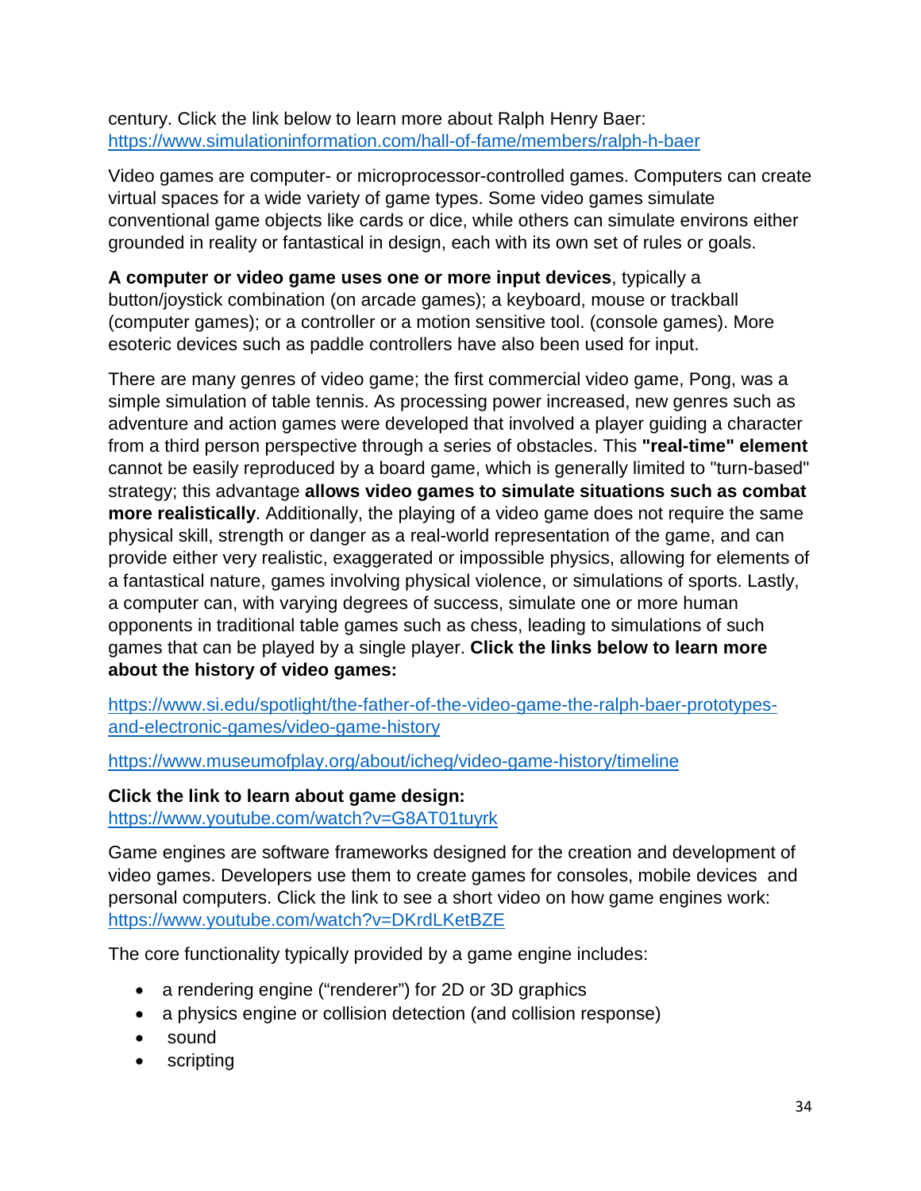century. Click the link below to learn more about Ralph Henry Baer: https://www.simulationinformation.com/hall-of-fame/members/ralph-h-baer

Video games are computer- or microprocessor-controlled games. Computers can create virtual spaces for a wide variety of game types. Some video games simulate conventional game objects like cards or dice, while others can simulate environs either grounded in reality or fantastical in design, each with its own set of rules or goals.

**A computer or video game uses one or more input devices**, typically a button/joystick combination (on arcade games); a keyboard, mouse or trackball (computer games); or a controller or a motion sensitive tool. (console games). More esoteric devices such as paddle controllers have also been used for input.

There are many genres of video game; the first commercial video game, Pong, was a simple simulation of table tennis. As processing power increased, new genres such as adventure and action games were developed that involved a player guiding a character from a third person perspective through a series of obstacles. This **"real-time" element** cannot be easily reproduced by a board game, which is generally limited to "turn-based" strategy; this advantage **allows video games to simulate situations such as combat more realistically**. Additionally, the playing of a video game does not require the same physical skill, strength or danger as a real-world representation of the game, and can provide either very realistic, exaggerated or impossible physics, allowing for elements of a fantastical nature, games involving physical violence, or simulations of sports. Lastly, a computer can, with varying degrees of success, simulate one or more human opponents in traditional table games such as chess, leading to simulations of such games that can be played by a single player. **Click the links below to learn more about the history of video games:**

https://www.si.edu/spotlight/the-father-of-the-video-game-the-ralph-baer-prototypes-and-electronic-games/video-game-history

https://www.museumofplay.org/about/icheg/video-game-history/timeline

**Click the link to learn about game design:**
https://www.youtube.com/watch?v=G8AT01tuyrk

Game engines are software frameworks designed for the creation and development of video games. Developers use them to create games for consoles, mobile devices and personal computers. Click the link to see a short video on how game engines work: https://www.youtube.com/watch?v=DKrdLKetBZE

The core functionality typically provided by a game engine includes:

- a rendering engine ("renderer") for 2D or 3D graphics
- a physics engine or collision detection (and collision response)
- sound
- scripting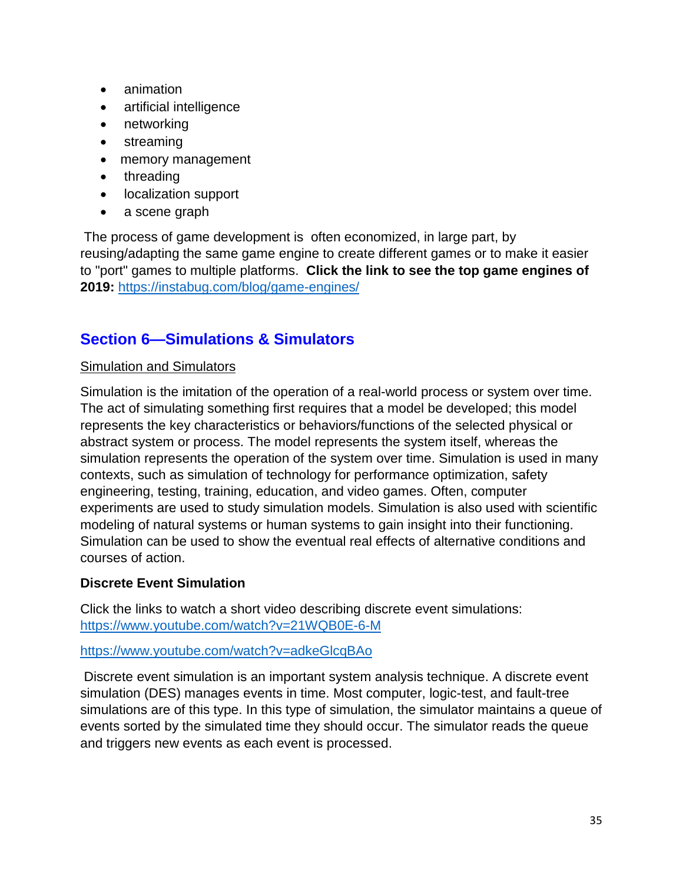- animation
- artificial intelligence
- networking
- streaming
- memory management
- threading
- localization support
- a scene graph

The process of game development is often economized, in large part, by reusing/adapting the same game engine to create different games or to make it easier to "port" games to multiple platforms. **Click the link to see the top game engines of 2019:** https://instabug.com/blog/game-engines/

## Section 6—Simulations & Simulators

Simulation and Simulators

Simulation is the imitation of the operation of a real-world process or system over time. The act of simulating something first requires that a model be developed; this model represents the key characteristics or behaviors/functions of the selected physical or abstract system or process. The model represents the system itself, whereas the simulation represents the operation of the system over time. Simulation is used in many contexts, such as simulation of technology for performance optimization, safety engineering, testing, training, education, and video games. Often, computer experiments are used to study simulation models. Simulation is also used with scientific modeling of natural systems or human systems to gain insight into their functioning. Simulation can be used to show the eventual real effects of alternative conditions and courses of action.

**Discrete Event Simulation**

Click the links to watch a short video describing discrete event simulations:
https://www.youtube.com/watch?v=21WQB0E-6-M

https://www.youtube.com/watch?v=adkeGlcqBAo

Discrete event simulation is an important system analysis technique. A discrete event simulation (DES) manages events in time. Most computer, logic-test, and fault-tree simulations are of this type. In this type of simulation, the simulator maintains a queue of events sorted by the simulated time they should occur. The simulator reads the queue and triggers new events as each event is processed.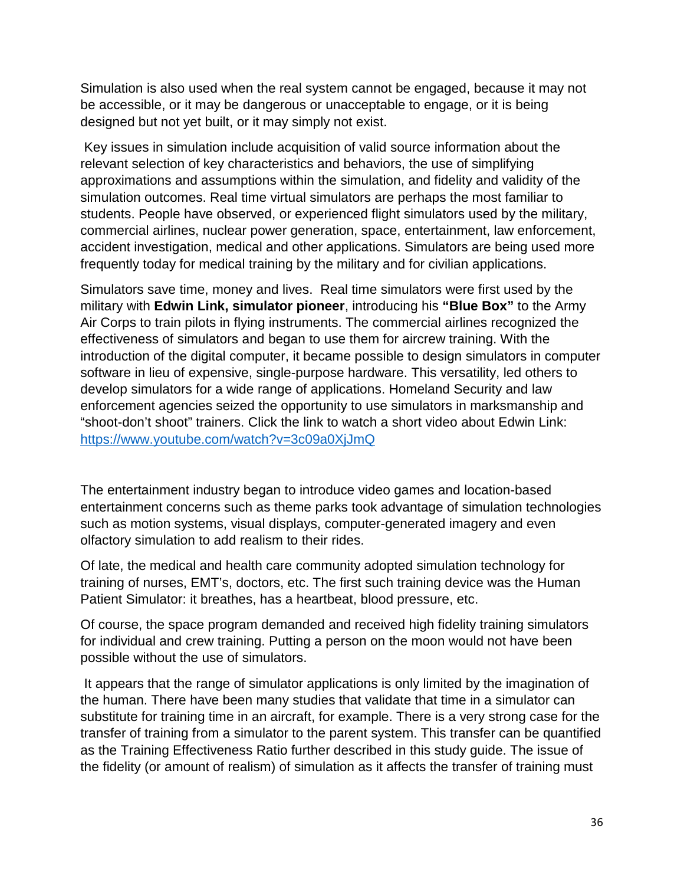Simulation is also used when the real system cannot be engaged, because it may not be accessible, or it may be dangerous or unacceptable to engage, or it is being designed but not yet built, or it may simply not exist.

Key issues in simulation include acquisition of valid source information about the relevant selection of key characteristics and behaviors, the use of simplifying approximations and assumptions within the simulation, and fidelity and validity of the simulation outcomes. Real time virtual simulators are perhaps the most familiar to students. People have observed, or experienced flight simulators used by the military, commercial airlines, nuclear power generation, space, entertainment, law enforcement, accident investigation, medical and other applications. Simulators are being used more frequently today for medical training by the military and for civilian applications.

Simulators save time, money and lives. Real time simulators were first used by the military with **Edwin Link, simulator pioneer**, introducing his **"Blue Box"** to the Army Air Corps to train pilots in flying instruments. The commercial airlines recognized the effectiveness of simulators and began to use them for aircrew training. With the introduction of the digital computer, it became possible to design simulators in computer software in lieu of expensive, single-purpose hardware. This versatility, led others to develop simulators for a wide range of applications. Homeland Security and law enforcement agencies seized the opportunity to use simulators in marksmanship and "shoot-don't shoot" trainers. Click the link to watch a short video about Edwin Link: https://www.youtube.com/watch?v=3c09a0XjJmQ

The entertainment industry began to introduce video games and location-based entertainment concerns such as theme parks took advantage of simulation technologies such as motion systems, visual displays, computer-generated imagery and even olfactory simulation to add realism to their rides.

Of late, the medical and health care community adopted simulation technology for training of nurses, EMT's, doctors, etc. The first such training device was the Human Patient Simulator: it breathes, has a heartbeat, blood pressure, etc.

Of course, the space program demanded and received high fidelity training simulators for individual and crew training. Putting a person on the moon would not have been possible without the use of simulators.

It appears that the range of simulator applications is only limited by the imagination of the human. There have been many studies that validate that time in a simulator can substitute for training time in an aircraft, for example. There is a very strong case for the transfer of training from a simulator to the parent system. This transfer can be quantified as the Training Effectiveness Ratio further described in this study guide. The issue of the fidelity (or amount of realism) of simulation as it affects the transfer of training must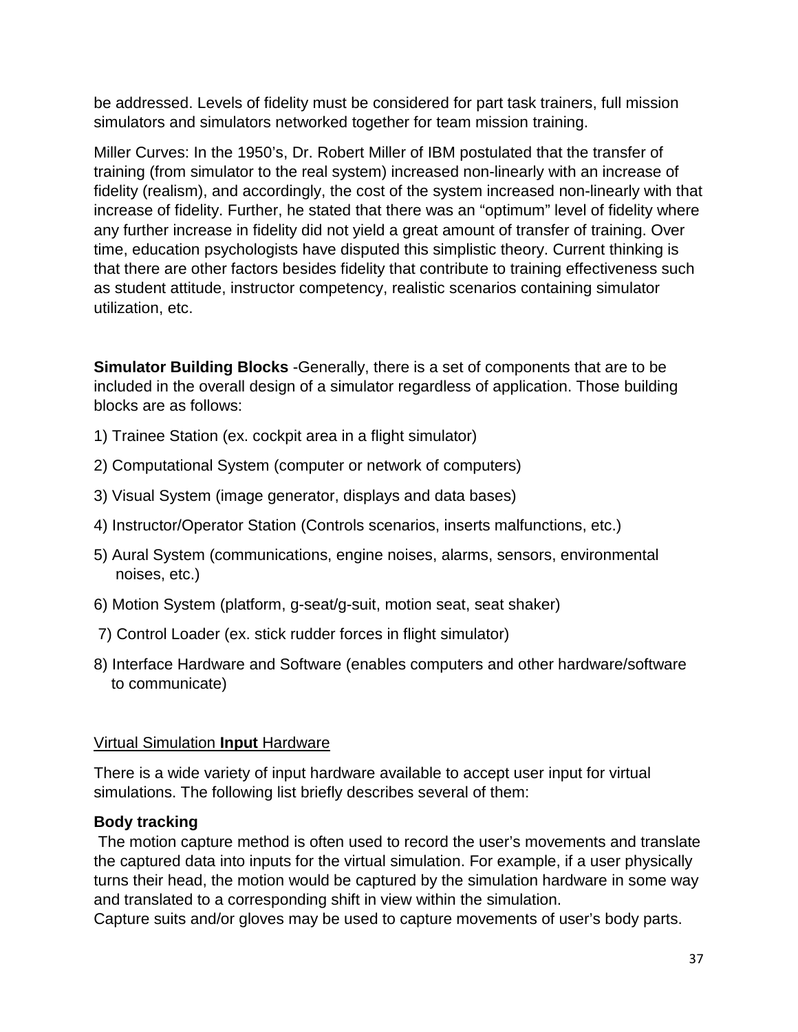be addressed. Levels of fidelity must be considered for part task trainers, full mission simulators and simulators networked together for team mission training.

Miller Curves: In the 1950's, Dr. Robert Miller of IBM postulated that the transfer of training (from simulator to the real system) increased non-linearly with an increase of fidelity (realism), and accordingly, the cost of the system increased non-linearly with that increase of fidelity. Further, he stated that there was an "optimum" level of fidelity where any further increase in fidelity did not yield a great amount of transfer of training. Over time, education psychologists have disputed this simplistic theory. Current thinking is that there are other factors besides fidelity that contribute to training effectiveness such as student attitude, instructor competency, realistic scenarios containing simulator utilization, etc.

**Simulator Building Blocks** -Generally, there is a set of components that are to be included in the overall design of a simulator regardless of application. Those building blocks are as follows:

1) Trainee Station (ex. cockpit area in a flight simulator)
2) Computational System (computer or network of computers)
3) Visual System (image generator, displays and data bases)
4) Instructor/Operator Station (Controls scenarios, inserts malfunctions, etc.)
5) Aural System (communications, engine noises, alarms, sensors, environmental noises, etc.)
6) Motion System (platform, g-seat/g-suit, motion seat, seat shaker)
7) Control Loader (ex. stick rudder forces in flight simulator)
8) Interface Hardware and Software (enables computers and other hardware/software to communicate)

Virtual Simulation **Input** Hardware

There is a wide variety of input hardware available to accept user input for virtual simulations. The following list briefly describes several of them:

**Body tracking**

The motion capture method is often used to record the user's movements and translate the captured data into inputs for the virtual simulation. For example, if a user physically turns their head, the motion would be captured by the simulation hardware in some way and translated to a corresponding shift in view within the simulation.
Capture suits and/or gloves may be used to capture movements of user's body parts.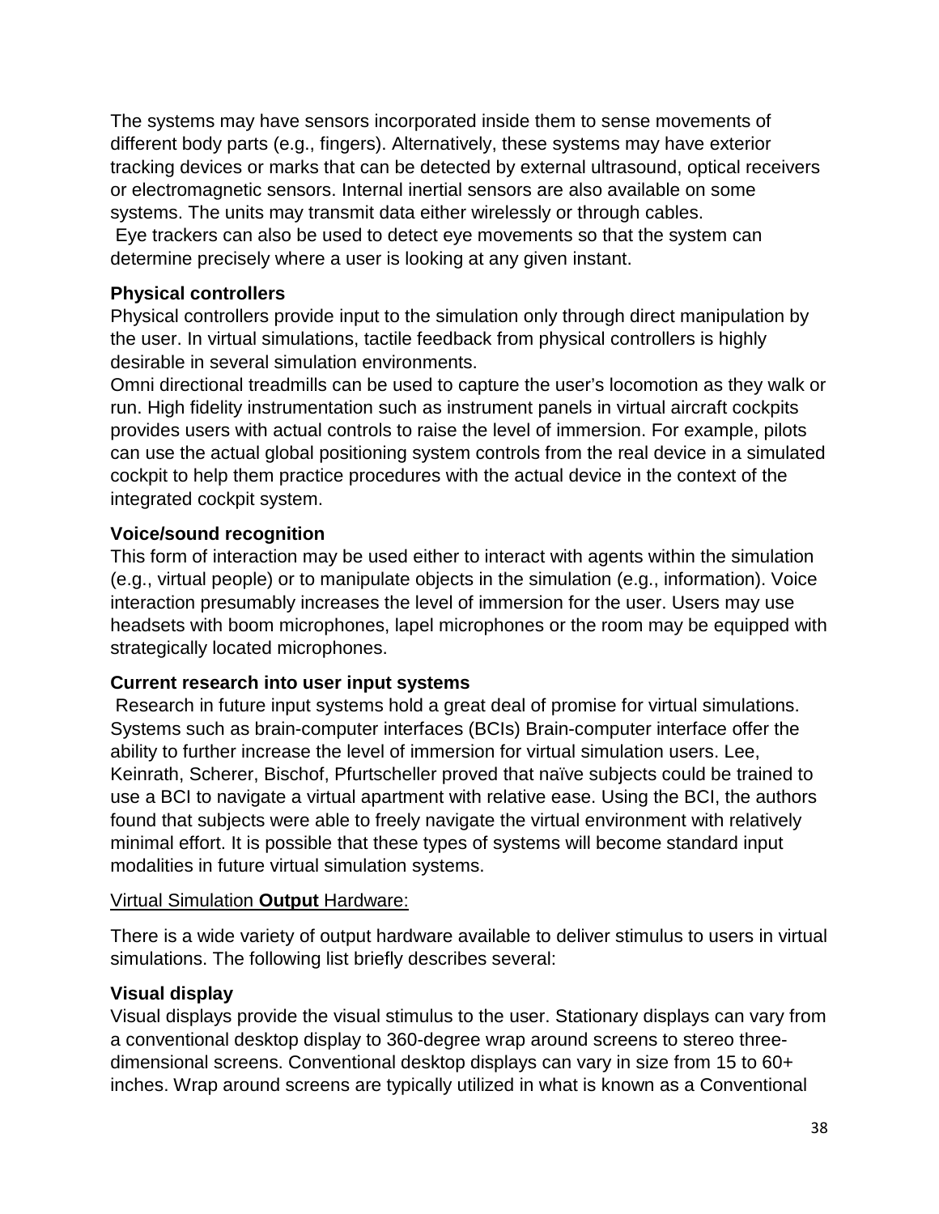The systems may have sensors incorporated inside them to sense movements of different body parts (e.g., fingers). Alternatively, these systems may have exterior tracking devices or marks that can be detected by external ultrasound, optical receivers or electromagnetic sensors. Internal inertial sensors are also available on some systems. The units may transmit data either wirelessly or through cables.
Eye trackers can also be used to detect eye movements so that the system can determine precisely where a user is looking at any given instant.

**Physical controllers**
Physical controllers provide input to the simulation only through direct manipulation by the user. In virtual simulations, tactile feedback from physical controllers is highly desirable in several simulation environments.
Omni directional treadmills can be used to capture the user's locomotion as they walk or run. High fidelity instrumentation such as instrument panels in virtual aircraft cockpits provides users with actual controls to raise the level of immersion. For example, pilots can use the actual global positioning system controls from the real device in a simulated cockpit to help them practice procedures with the actual device in the context of the integrated cockpit system.

**Voice/sound recognition**
This form of interaction may be used either to interact with agents within the simulation (e.g., virtual people) or to manipulate objects in the simulation (e.g., information). Voice interaction presumably increases the level of immersion for the user. Users may use headsets with boom microphones, lapel microphones or the room may be equipped with strategically located microphones.

**Current research into user input systems**
Research in future input systems hold a great deal of promise for virtual simulations. Systems such as brain-computer interfaces (BCIs) Brain-computer interface offer the ability to further increase the level of immersion for virtual simulation users. Lee, Keinrath, Scherer, Bischof, Pfurtscheller proved that naïve subjects could be trained to use a BCI to navigate a virtual apartment with relative ease. Using the BCI, the authors found that subjects were able to freely navigate the virtual environment with relatively minimal effort. It is possible that these types of systems will become standard input modalities in future virtual simulation systems.

Virtual Simulation **Output** Hardware:

There is a wide variety of output hardware available to deliver stimulus to users in virtual simulations. The following list briefly describes several:

**Visual display**
Visual displays provide the visual stimulus to the user. Stationary displays can vary from a conventional desktop display to 360-degree wrap around screens to stereo three-dimensional screens. Conventional desktop displays can vary in size from 15 to 60+ inches. Wrap around screens are typically utilized in what is known as a Conventional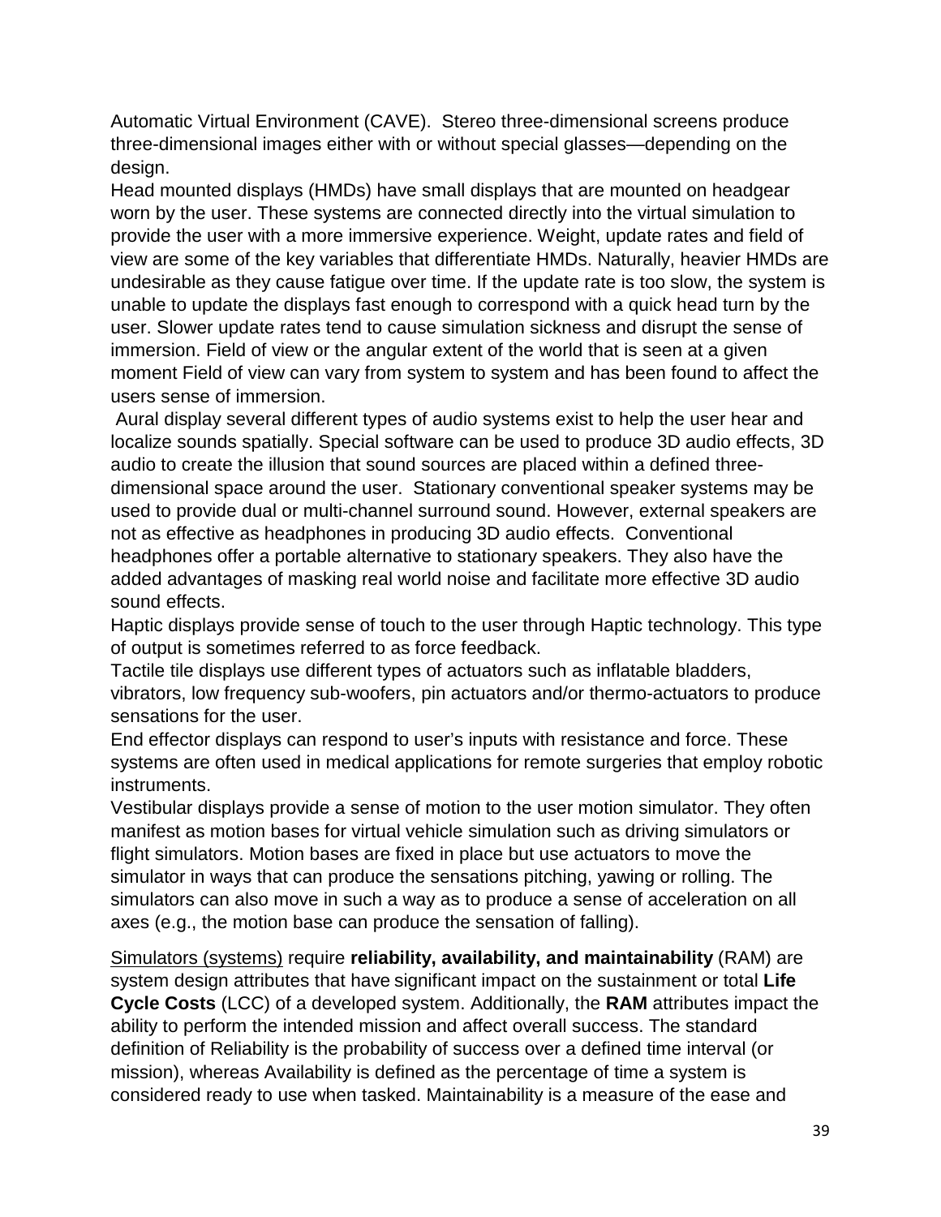Automatic Virtual Environment (CAVE). Stereo three-dimensional screens produce three-dimensional images either with or without special glasses—depending on the design.

Head mounted displays (HMDs) have small displays that are mounted on headgear worn by the user. These systems are connected directly into the virtual simulation to provide the user with a more immersive experience. Weight, update rates and field of view are some of the key variables that differentiate HMDs. Naturally, heavier HMDs are undesirable as they cause fatigue over time. If the update rate is too slow, the system is unable to update the displays fast enough to correspond with a quick head turn by the user. Slower update rates tend to cause simulation sickness and disrupt the sense of immersion. Field of view or the angular extent of the world that is seen at a given moment Field of view can vary from system to system and has been found to affect the users sense of immersion.

Aural display several different types of audio systems exist to help the user hear and localize sounds spatially. Special software can be used to produce 3D audio effects, 3D audio to create the illusion that sound sources are placed within a defined three-dimensional space around the user. Stationary conventional speaker systems may be used to provide dual or multi-channel surround sound. However, external speakers are not as effective as headphones in producing 3D audio effects. Conventional headphones offer a portable alternative to stationary speakers. They also have the added advantages of masking real world noise and facilitate more effective 3D audio sound effects.

Haptic displays provide sense of touch to the user through Haptic technology. This type of output is sometimes referred to as force feedback.

Tactile tile displays use different types of actuators such as inflatable bladders, vibrators, low frequency sub-woofers, pin actuators and/or thermo-actuators to produce sensations for the user.

End effector displays can respond to user's inputs with resistance and force. These systems are often used in medical applications for remote surgeries that employ robotic instruments.

Vestibular displays provide a sense of motion to the user motion simulator. They often manifest as motion bases for virtual vehicle simulation such as driving simulators or flight simulators. Motion bases are fixed in place but use actuators to move the simulator in ways that can produce the sensations pitching, yawing or rolling. The simulators can also move in such a way as to produce a sense of acceleration on all axes (e.g., the motion base can produce the sensation of falling).

Simulators (systems) require **reliability, availability, and maintainability** (RAM) are system design attributes that have significant impact on the sustainment or total **Life Cycle Costs** (LCC) of a developed system. Additionally, the **RAM** attributes impact the ability to perform the intended mission and affect overall success. The standard definition of Reliability is the probability of success over a defined time interval (or mission), whereas Availability is defined as the percentage of time a system is considered ready to use when tasked. Maintainability is a measure of the ease and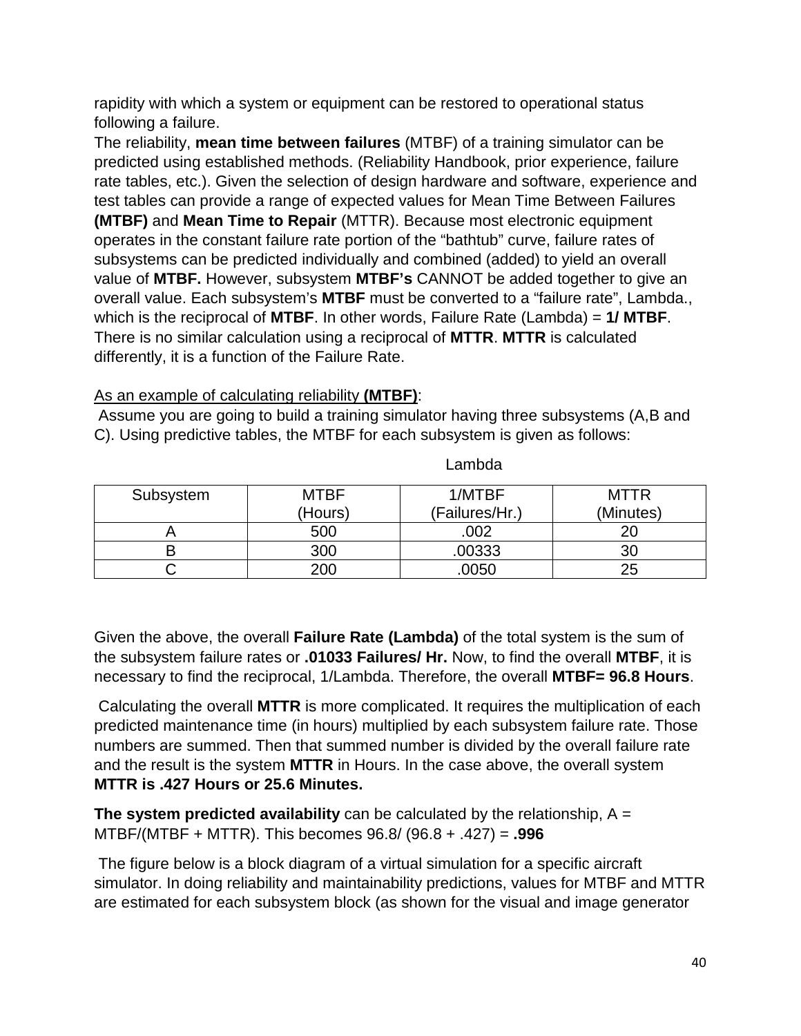rapidity with which a system or equipment can be restored to operational status following a failure.

The reliability, **mean time between failures** (MTBF) of a training simulator can be predicted using established methods. (Reliability Handbook, prior experience, failure rate tables, etc.). Given the selection of design hardware and software, experience and test tables can provide a range of expected values for Mean Time Between Failures **(MTBF)** and **Mean Time to Repair** (MTTR). Because most electronic equipment operates in the constant failure rate portion of the "bathtub" curve, failure rates of subsystems can be predicted individually and combined (added) to yield an overall value of **MTBF.** However, subsystem **MTBF's** CANNOT be added together to give an overall value. Each subsystem's **MTBF** must be converted to a "failure rate", Lambda., which is the reciprocal of **MTBF**. In other words, Failure Rate (Lambda) = **1/ MTBF**. There is no similar calculation using a reciprocal of **MTTR**. **MTTR** is calculated differently, it is a function of the Failure Rate.

<u>As an example of calculating reliability **(MTBF)**</u>:

Assume you are going to build a training simulator having three subsystems (A,B and C). Using predictive tables, the MTBF for each subsystem is given as follows:

| Subsystem | MTBF (Hours) | Lambda 1/MTBF (Failures/Hr.) | MTTR (Minutes) |
|---|---|---|---|
| A | 500 | .002 | 20 |
| B | 300 | .00333 | 30 |
| C | 200 | .0050 | 25 |

Given the above, the overall **Failure Rate (Lambda)** of the total system is the sum of the subsystem failure rates or **.01033 Failures/ Hr.** Now, to find the overall **MTBF**, it is necessary to find the reciprocal, 1/Lambda. Therefore, the overall **MTBF= 96.8 Hours**.

Calculating the overall **MTTR** is more complicated. It requires the multiplication of each predicted maintenance time (in hours) multiplied by each subsystem failure rate. Those numbers are summed. Then that summed number is divided by the overall failure rate and the result is the system **MTTR** in Hours. In the case above, the overall system **MTTR is .427 Hours or 25.6 Minutes.**

**The system predicted availability** can be calculated by the relationship, A = MTBF/(MTBF + MTTR). This becomes 96.8/ (96.8 + .427) = **.996**

The figure below is a block diagram of a virtual simulation for a specific aircraft simulator. In doing reliability and maintainability predictions, values for MTBF and MTTR are estimated for each subsystem block (as shown for the visual and image generator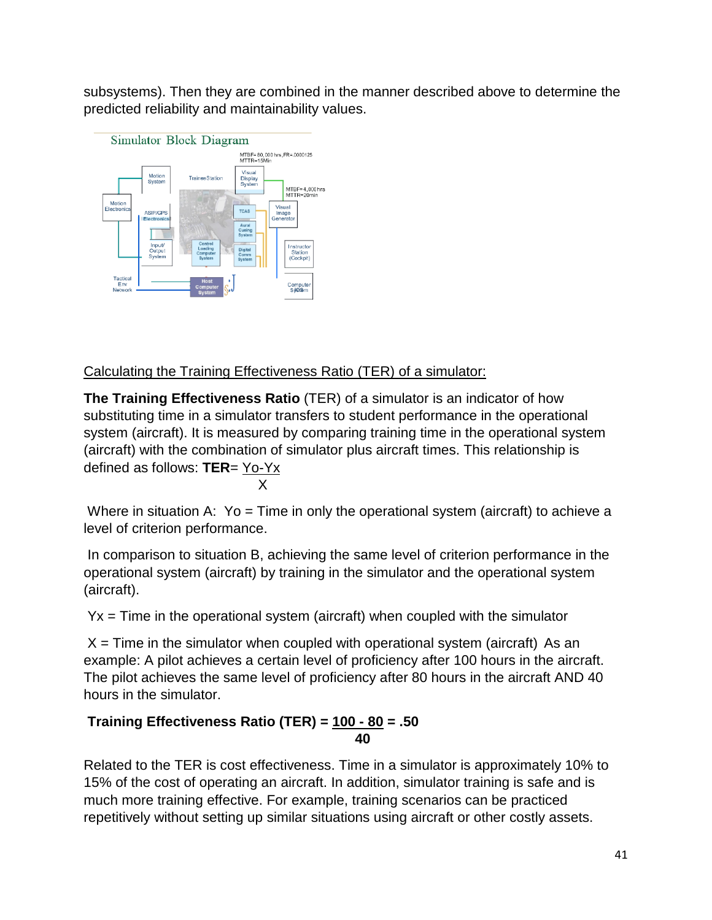subsystems). Then they are combined in the manner described above to determine the predicted reliability and maintainability values.

Calculating the Training Effectiveness Ratio (TER) of a simulator:

**The Training Effectiveness Ratio** (TER) of a simulator is an indicator of how substituting time in a simulator transfers to student performance in the operational system (aircraft). It is measured by comparing training time in the operational system (aircraft) with the combination of simulator plus aircraft times. This relationship is defined as follows: **TER**= $\frac{Yo - Yx}{X}$

Where in situation A: Yo = Time in only the operational system (aircraft) to achieve a level of criterion performance.

In comparison to situation B, achieving the same level of criterion performance in the operational system (aircraft) by training in the simulator and the operational system (aircraft).

Yx = Time in the operational system (aircraft) when coupled with the simulator

X = Time in the simulator when coupled with operational system (aircraft) As an example: A pilot achieves a certain level of proficiency after 100 hours in the aircraft. The pilot achieves the same level of proficiency after 80 hours in the aircraft AND 40 hours in the simulator.

**Training Effectiveness Ratio (TER) =** $\frac{100 - 80}{40}$ **= .50**

Related to the TER is cost effectiveness. Time in a simulator is approximately 10% to 15% of the cost of operating an aircraft. In addition, simulator training is safe and is much more training effective. For example, training scenarios can be practiced repetitively without setting up similar situations using aircraft or other costly assets.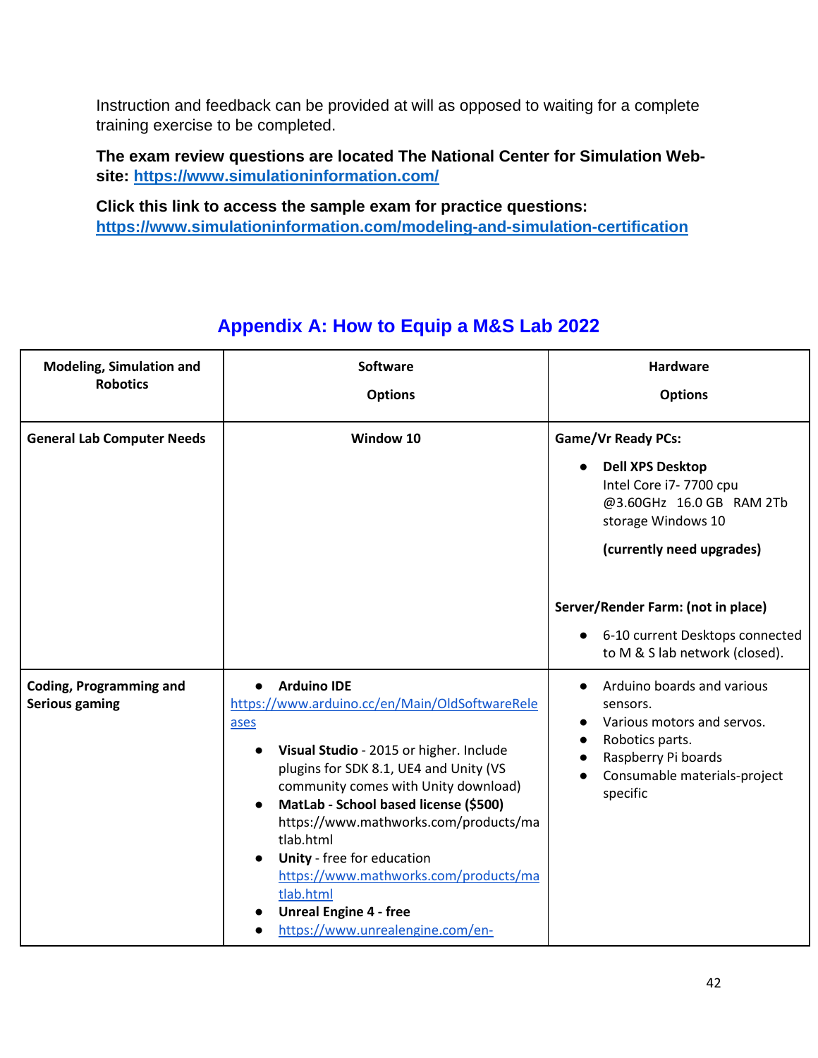Instruction and feedback can be provided at will as opposed to waiting for a complete training exercise to be completed.

**The exam review questions are located The National Center for Simulation Web-site: https://www.simulationinformation.com/**

**Click this link to access the sample exam for practice questions: https://www.simulationinformation.com/modeling-and-simulation-certification**

## Appendix A: How to Equip a M&S Lab 2022

| Modeling, Simulation and Robotics | Software Options | Hardware Options |
|---|---|---|
| **General Lab Computer Needs** | **Window 10** | **Game/Vr Ready PCs:**<br>• **Dell XPS Desktop** Intel Core i7- 7700 cpu @3.60GHz 16.0 GB RAM 2Tb storage Windows 10 **(currently need upgrades)**<br><br>**Server/Render Farm: (not in place)**<br>• 6-10 current Desktops connected to M & S lab network (closed). |
| **Coding, Programming and Serious gaming** | • **Arduino IDE** https://www.arduino.cc/en/Main/OldSoftwareReleases<br>• **Visual Studio** - 2015 or higher. Include plugins for SDK 8.1, UE4 and Unity (VS community comes with Unity download)<br>• **MatLab - School based license ($500)** https://www.mathworks.com/products/matlab.html<br>• **Unity** - free for education https://www.mathworks.com/products/matlab.html<br>• **Unreal Engine 4 - free**<br>• https://www.unrealengine.com/en- | • Arduino boards and various sensors.<br>• Various motors and servos.<br>• Robotics parts.<br>• Raspberry Pi boards<br>• Consumable materials-project specific |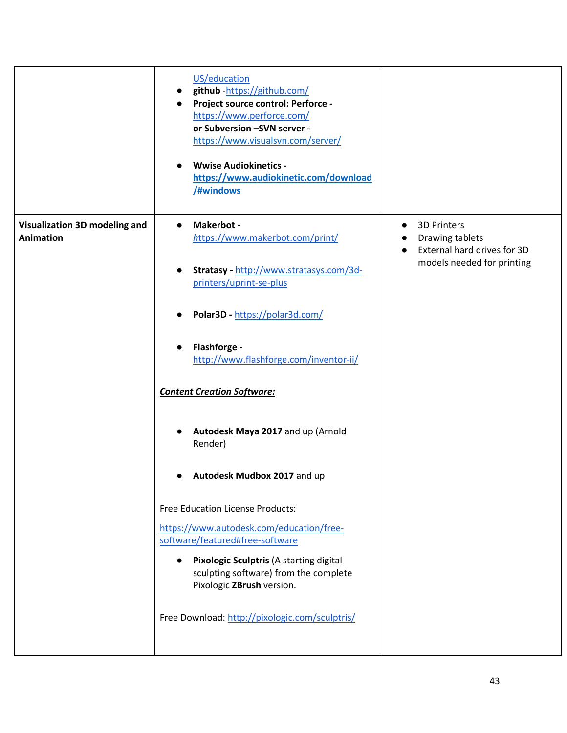| | | |
|---|---|---|
| | US/education<br>● **github** -https://github.com/<br>● **Project source control: Perforce -** https://www.perforce.com/ **or Subversion –SVN server -** https://www.visualsvn.com/server/<br>● **Wwise Audiokinetics - https://www.audiokinetic.com/download/#windows** | |
| **Visualization 3D modeling and Animation** | ● **Makerbot -** https://www.makerbot.com/print/<br>● **Stratasy -** http://www.stratasys.com/3d-printers/uprint-se-plus<br>● **Polar3D -** https://polar3d.com/<br>● **Flashforge -** http://www.flashforge.com/inventor-ii/<br>***Content Creation Software:***<br>● **Autodesk Maya 2017** and up (Arnold Render)<br>● **Autodesk Mudbox 2017** and up<br>Free Education License Products:<br>https://www.autodesk.com/education/free-software/featured#free-software<br>● **Pixologic Sculptris** (A starting digital sculpting software) from the complete Pixologic **ZBrush** version.<br>Free Download: http://pixologic.com/sculptris/ | ● 3D Printers<br>● Drawing tablets<br>● External hard drives for 3D models needed for printing |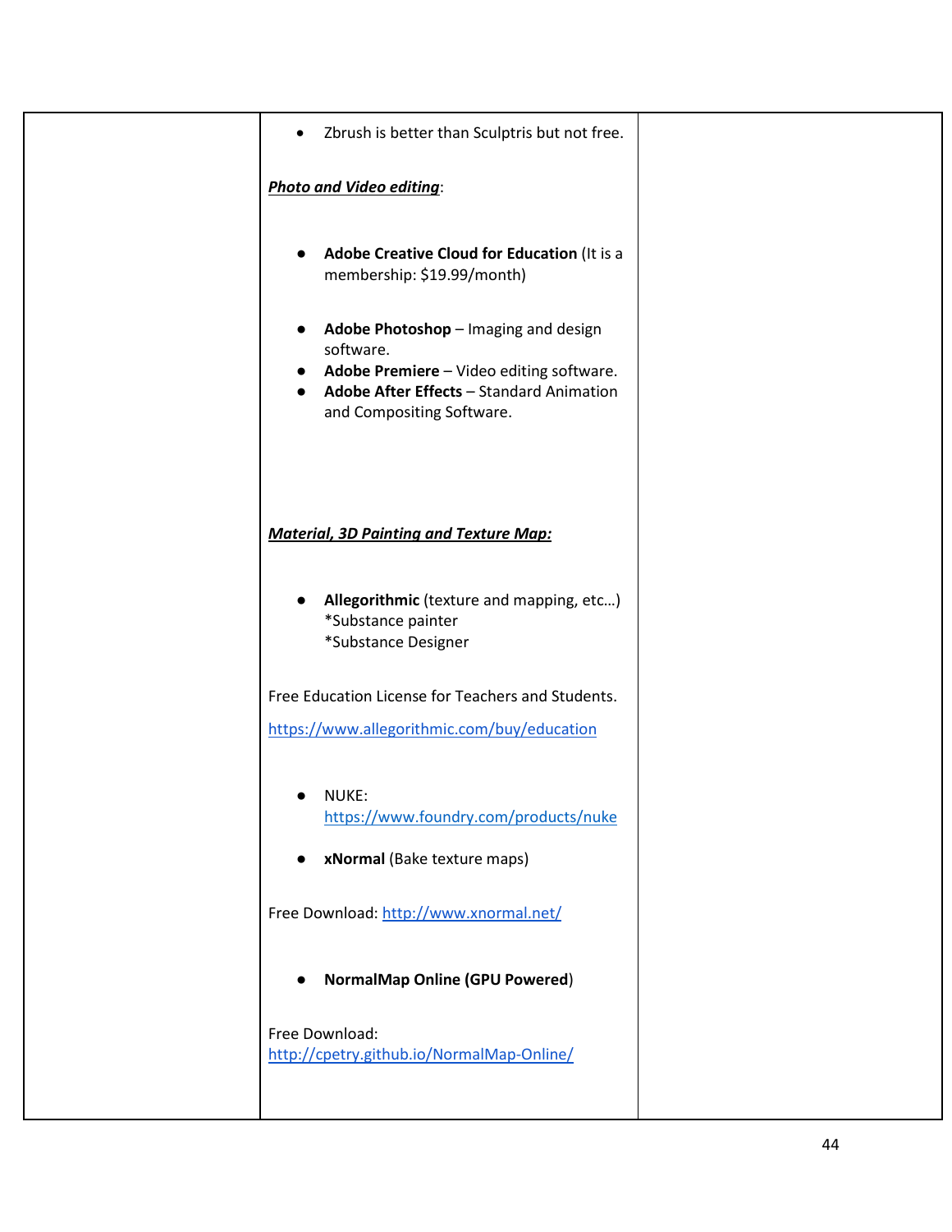| | | |
|---|---|---|
| | • Zbrush is better than Sculptris but not free.<br><br>***Photo and Video editing***:<br><br>• **Adobe Creative Cloud for Education** (It is a membership: $19.99/month)<br><br>• **Adobe Photoshop** – Imaging and design software.<br>• **Adobe Premiere** – Video editing software.<br>• **Adobe After Effects** – Standard Animation and Compositing Software.<br><br>***Material, 3D Painting and Texture Map:***<br><br>• **Allegorithmic** (texture and mapping, etc…) *Substance painter *Substance Designer<br><br>Free Education License for Teachers and Students.<br><br>https://www.allegorithmic.com/buy/education<br><br>• NUKE: https://www.foundry.com/products/nuke<br><br>• **xNormal** (Bake texture maps)<br><br>Free Download: http://www.xnormal.net/<br><br>• **NormalMap Online (GPU Powered**)<br><br>Free Download: http://cpetry.github.io/NormalMap-Online/ | |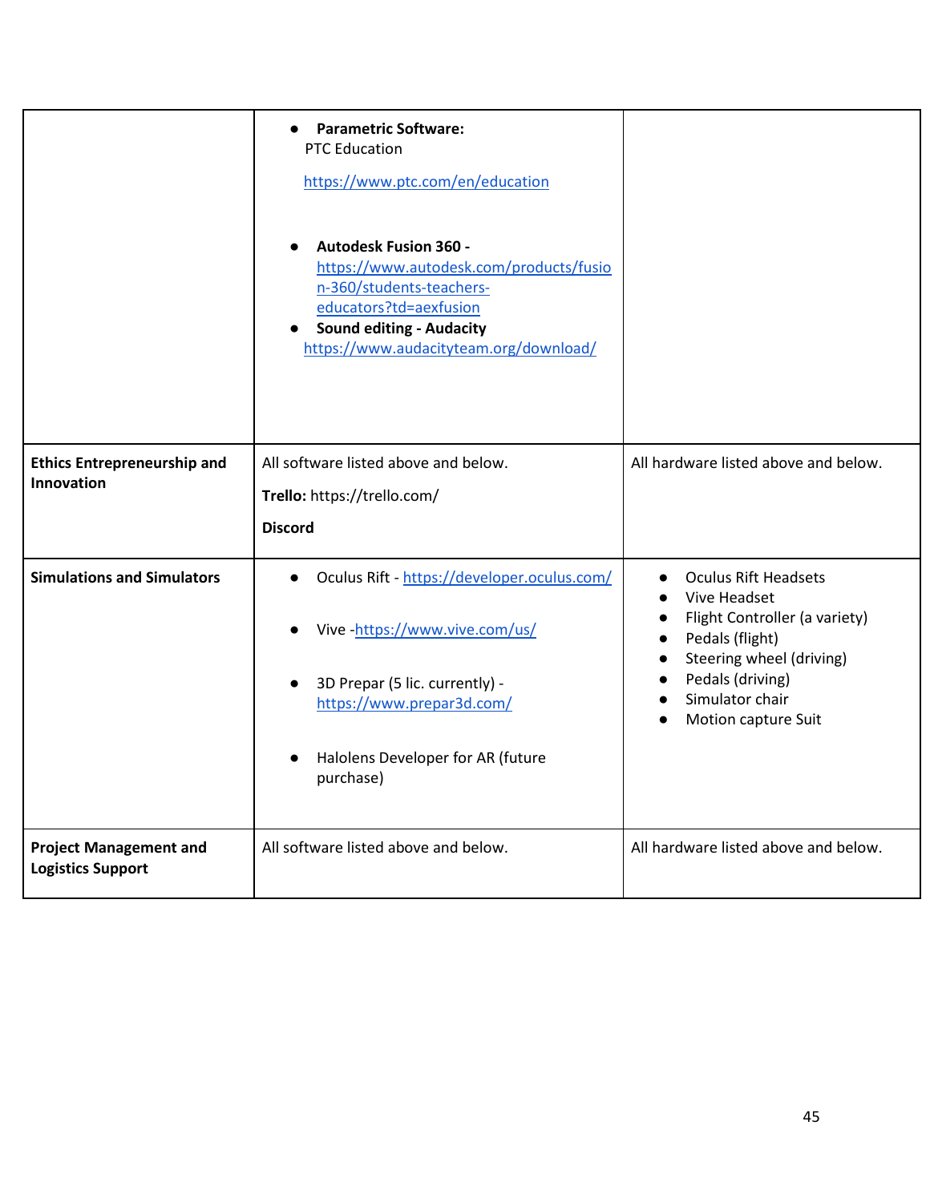| | | |
|---|---|---|
| | • **Parametric Software:** PTC Education https://www.ptc.com/en/education<br>• **Autodesk Fusion 360 -** https://www.autodesk.com/products/fusion-360/students-teachers-educators?td=aexfusion<br>• **Sound editing - Audacity** https://www.audacityteam.org/download/ | |
| **Ethics Entrepreneurship and Innovation** | All software listed above and below.<br>**Trello:** https://trello.com/<br>**Discord** | All hardware listed above and below. |
| **Simulations and Simulators** | • Oculus Rift - https://developer.oculus.com/<br>• Vive -https://www.vive.com/us/<br>• 3D Prepar (5 lic. currently) - https://www.prepar3d.com/<br>• Halolens Developer for AR (future purchase) | • Oculus Rift Headsets<br>• Vive Headset<br>• Flight Controller (a variety)<br>• Pedals (flight)<br>• Steering wheel (driving)<br>• Pedals (driving)<br>• Simulator chair<br>• Motion capture Suit |
| **Project Management and Logistics Support** | All software listed above and below. | All hardware listed above and below. |